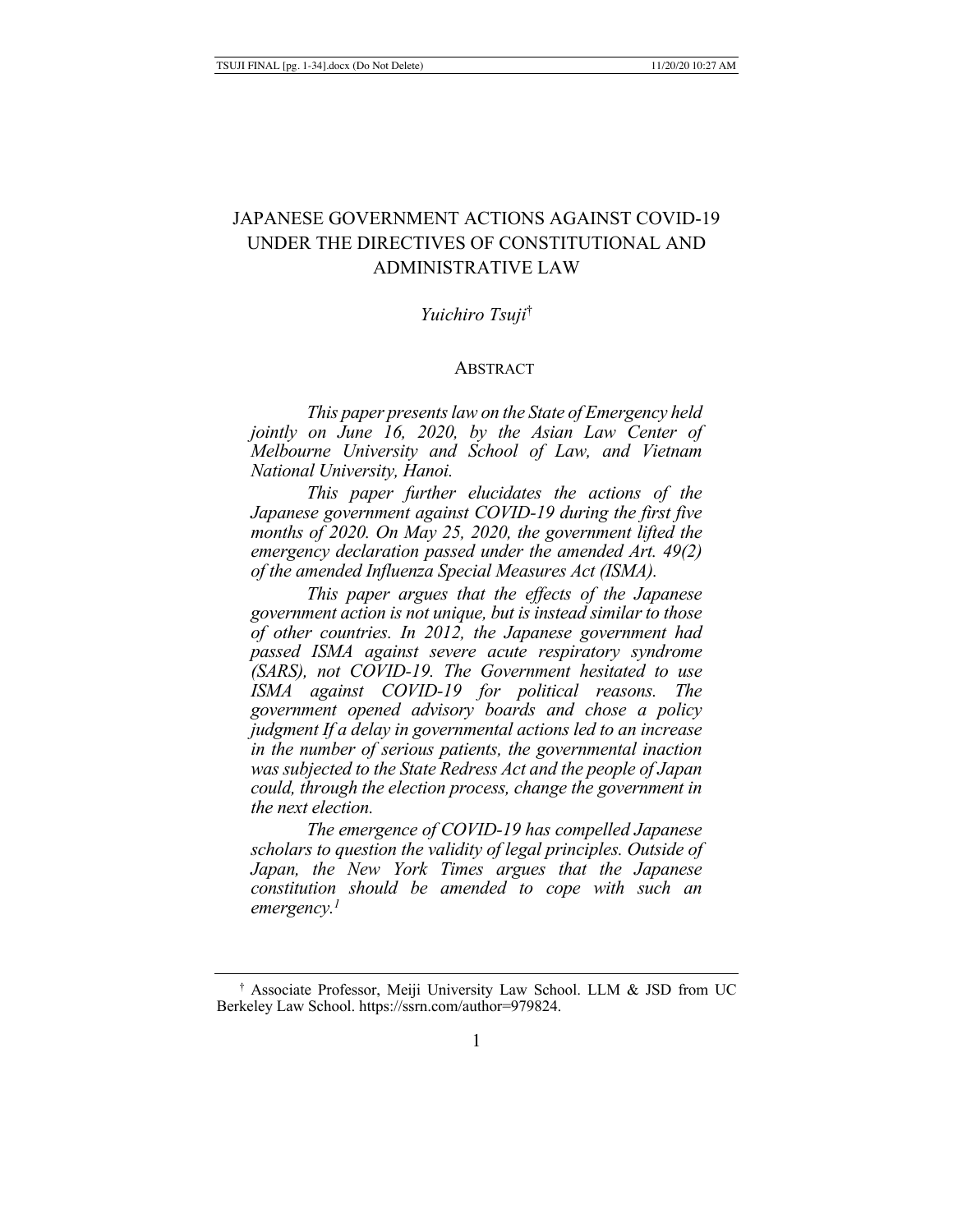# JAPANESE GOVERNMENT ACTIONS AGAINST COVID-19 UNDER THE DIRECTIVES OF CONSTITUTIONAL AND ADMINISTRATIVE LAW

*Yuichiro Tsuji*†

## ABSTRACT

*This paper presents law on the State of Emergency held jointly on June 16, 2020, by the Asian Law Center of Melbourne University and School of Law, and Vietnam National University, Hanoi.*

*This paper further elucidates the actions of the Japanese government against COVID-19 during the first five months of 2020. On May 25, 2020, the government lifted the emergency declaration passed under the amended Art. 49(2) of the amended Influenza Special Measures Act (ISMA).*

*This paper argues that the effects of the Japanese government action is not unique, but is instead similar to those of other countries. In 2012, the Japanese government had passed ISMA against severe acute respiratory syndrome (SARS), not COVID-19. The Government hesitated to use ISMA against COVID-19 for political reasons. The government opened advisory boards and chose a policy judgment If a delay in governmental actions led to an increase in the number of serious patients, the governmental inaction was subjected to the State Redress Act and the people of Japan could, through the election process, change the government in the next election.*

*The emergence of COVID-19 has compelled Japanese scholars to question the validity of legal principles. Outside of Japan, the New York Times argues that the Japanese constitution should be amended to cope with such an emergency.[1]*

---

† Associate Professor, Meiji University Law School. LLM & JSD from UC Berkeley Law School. https://ssrn.com/author=979824.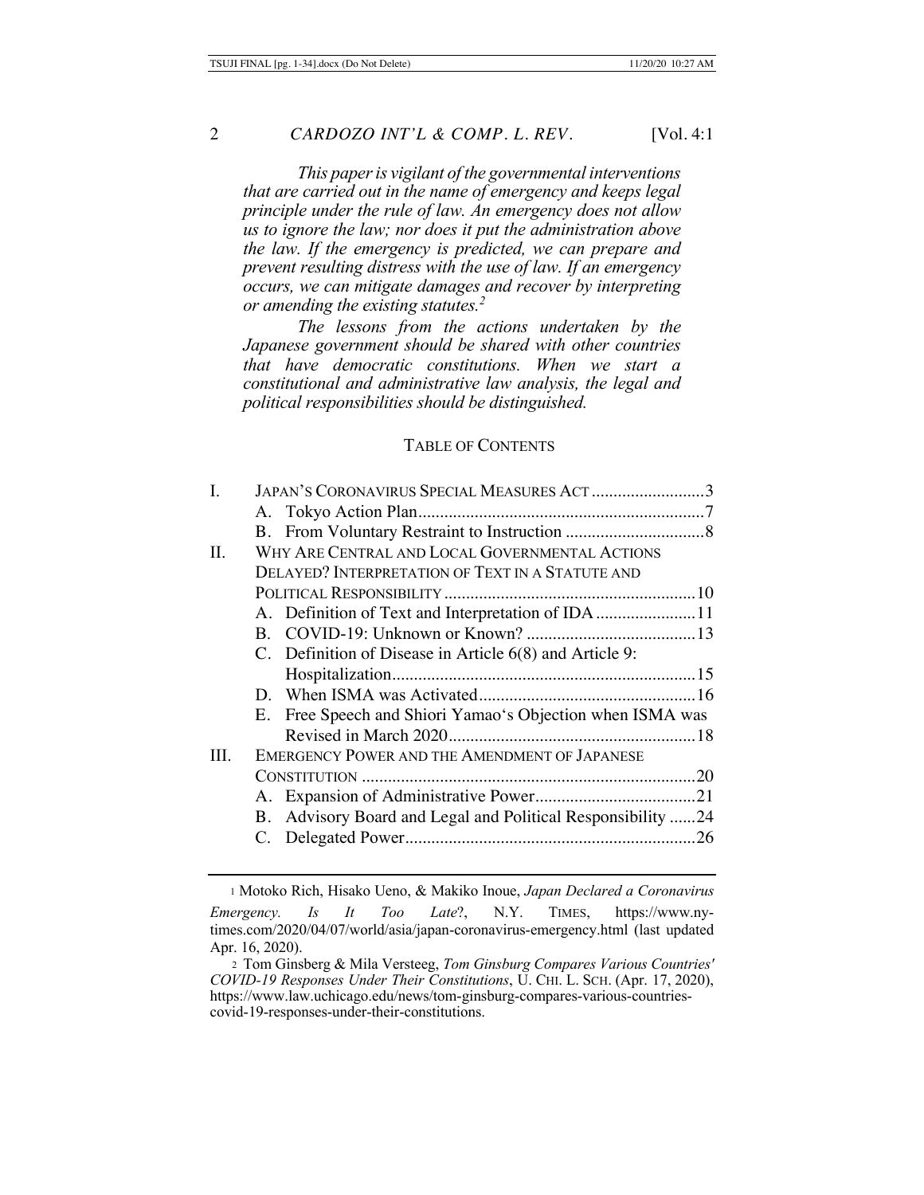*This paper is vigilant of the governmental interventions that are carried out in the name of emergency and keeps legal principle under the rule of law. An emergency does not allow us to ignore the law; nor does it put the administration above the law. If the emergency is predicted, we can prepare and prevent resulting distress with the use of law. If an emergency occurs, we can mitigate damages and recover by interpreting or amending the existing statutes.*[2]

*The lessons from the actions undertaken by the Japanese government should be shared with other countries that have democratic constitutions. When we start a constitutional and administrative law analysis, the legal and political responsibilities should be distinguished.*

TABLE OF CONTENTS

I. JAPAN'S CORONAVIRUS SPECIAL MEASURES ACT .......................... 3
  A. Tokyo Action Plan .................................................................. 7
  B. From Voluntary Restraint to Instruction ................................ 8
II. WHY ARE CENTRAL AND LOCAL GOVERNMENTAL ACTIONS DELAYED? INTERPRETATION OF TEXT IN A STATUTE AND POLITICAL RESPONSIBILITY .......................................................... 10
  A. Definition of Text and Interpretation of IDA ....................... 11
  B. COVID-19: Unknown or Known? ....................................... 13
  C. Definition of Disease in Article 6(8) and Article 9: Hospitalization ...................................................................... 15
  D. When ISMA was Activated .................................................. 16
  E. Free Speech and Shiori Yamao's Objection when ISMA was Revised in March 2020 ......................................................... 18
III. EMERGENCY POWER AND THE AMENDMENT OF JAPANESE CONSTITUTION ............................................................................ 20
  A. Expansion of Administrative Power ..................................... 21
  B. Advisory Board and Legal and Political Responsibility ...... 24
  C. Delegated Power .................................................................. 26

---

1 Motoko Rich, Hisako Ueno, & Makiko Inoue, *Japan Declared a Coronavirus Emergency. Is It Too Late*?, N.Y. TIMES, https://www.nytimes.com/2020/04/07/world/asia/japan-coronavirus-emergency.html (last updated Apr. 16, 2020).

2 Tom Ginsberg & Mila Versteeg, *Tom Ginsburg Compares Various Countries' COVID-19 Responses Under Their Constitutions*, U. CHI. L. SCH. (Apr. 17, 2020), https://www.law.uchicago.edu/news/tom-ginsburg-compares-various-countries-covid-19-responses-under-their-constitutions.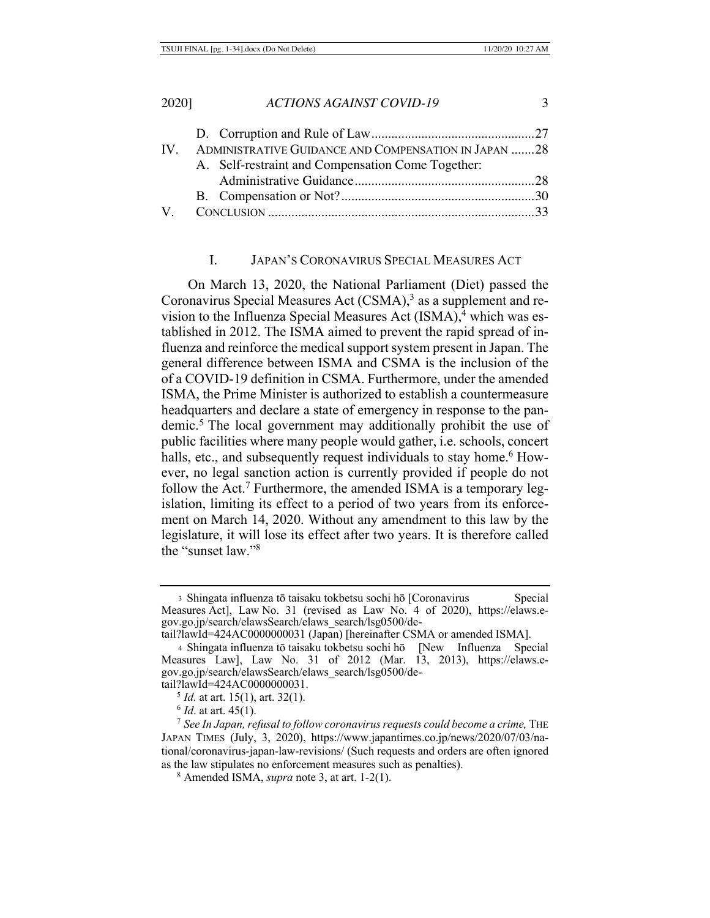D. Corruption and Rule of Law ................................................. 27

IV. ADMINISTRATIVE GUIDANCE AND COMPENSATION IN JAPAN ....... 28

A. Self-restraint and Compensation Come Together: Administrative Guidance ..................................................... 28

B. Compensation or Not? .......................................................... 30

V. CONCLUSION ............................................................................... 33

## I. JAPAN'S CORONAVIRUS SPECIAL MEASURES ACT

On March 13, 2020, the National Parliament (Diet) passed the Coronavirus Special Measures Act (CSMA),[3] as a supplement and revision to the Influenza Special Measures Act (ISMA),[4] which was established in 2012. The ISMA aimed to prevent the rapid spread of influenza and reinforce the medical support system present in Japan. The general difference between ISMA and CSMA is the inclusion of the of a COVID-19 definition in CSMA. Furthermore, under the amended ISMA, the Prime Minister is authorized to establish a countermeasure headquarters and declare a state of emergency in response to the pandemic.[5] The local government may additionally prohibit the use of public facilities where many people would gather, i.e. schools, concert halls, etc., and subsequently request individuals to stay home.[6] However, no legal sanction action is currently provided if people do not follow the Act.[7] Furthermore, the amended ISMA is a temporary legislation, limiting its effect to a period of two years from its enforcement on March 14, 2020. Without any amendment to this law by the legislature, it will lose its effect after two years. It is therefore called the "sunset law."[8]

---

[3] Shingata influenza tō taisaku tokbetsu sochi hō [Coronavirus Special Measures Act], Law No. 31 (revised as Law No. 4 of 2020), https://elaws.e-gov.go.jp/search/elawsSearch/elaws_search/lsg0500/detail?lawId=424AC0000000031 (Japan) [hereinafter CSMA or amended ISMA].

[4] Shingata influenza tō taisaku tokbetsu sochi hō [New Influenza Special Measures Law], Law No. 31 of 2012 (Mar. 13, 2013), https://elaws.e-gov.go.jp/search/elawsSearch/elaws_search/lsg0500/detail?lawId=424AC0000000031.

[5] *Id.* at art. 15(1), art. 32(1).

[6] *Id*. at art. 45(1).

[7] *See In Japan, refusal to follow coronavirus requests could become a crime,* THE JAPAN TIMES (July, 3, 2020), https://www.japantimes.co.jp/news/2020/07/03/national/coronavirus-japan-law-revisions/ (Such requests and orders are often ignored as the law stipulates no enforcement measures such as penalties).

[8] Amended ISMA, *supra* note 3, at art. 1-2(1).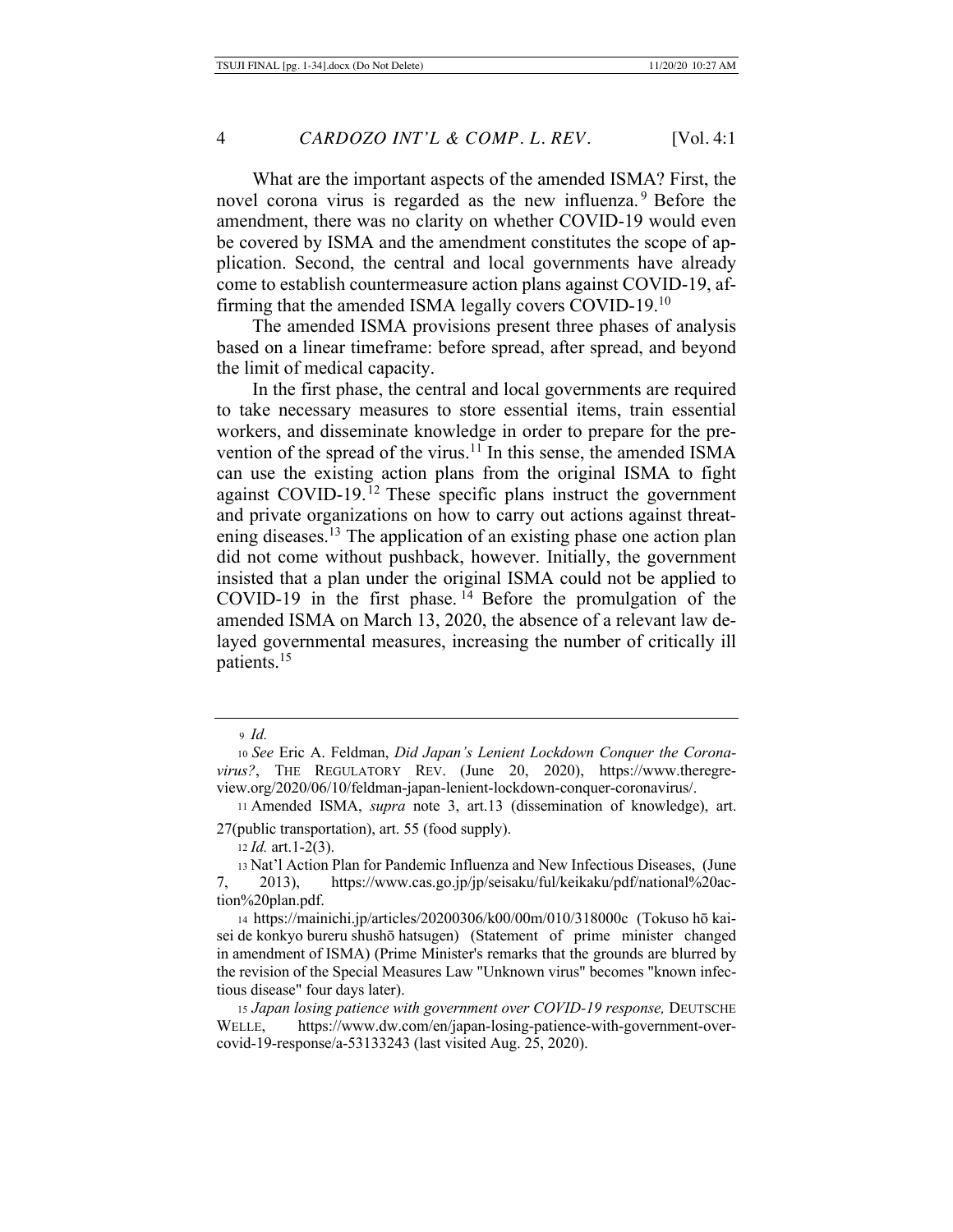What are the important aspects of the amended ISMA? First, the novel corona virus is regarded as the new influenza.[9] Before the amendment, there was no clarity on whether COVID-19 would even be covered by ISMA and the amendment constitutes the scope of application. Second, the central and local governments have already come to establish countermeasure action plans against COVID-19, affirming that the amended ISMA legally covers COVID-19.[10]

The amended ISMA provisions present three phases of analysis based on a linear timeframe: before spread, after spread, and beyond the limit of medical capacity.

In the first phase, the central and local governments are required to take necessary measures to store essential items, train essential workers, and disseminate knowledge in order to prepare for the prevention of the spread of the virus.[11] In this sense, the amended ISMA can use the existing action plans from the original ISMA to fight against COVID-19.[12] These specific plans instruct the government and private organizations on how to carry out actions against threatening diseases.[13] The application of an existing phase one action plan did not come without pushback, however. Initially, the government insisted that a plan under the original ISMA could not be applied to COVID-19 in the first phase.[14] Before the promulgation of the amended ISMA on March 13, 2020, the absence of a relevant law delayed governmental measures, increasing the number of critically ill patients.[15]

---

9 *Id.*

10 *See* Eric A. Feldman, *Did Japan's Lenient Lockdown Conquer the Coronavirus?*, THE REGULATORY REV. (June 20, 2020), https://www.theregreview.org/2020/06/10/feldman-japan-lenient-lockdown-conquer-coronavirus/.

11 Amended ISMA, *supra* note 3, art.13 (dissemination of knowledge), art. 27(public transportation), art. 55 (food supply).

12 *Id.* art.1-2(3).

13 Nat'l Action Plan for Pandemic Influenza and New Infectious Diseases, (June 7, 2013), https://www.cas.go.jp/jp/seisaku/ful/keikaku/pdf/national%20action%20plan.pdf.

14 https://mainichi.jp/articles/20200306/k00/00m/010/318000c (Tokuso hō kaisei de konkyo bureru shushō hatsugen) (Statement of prime minister changed in amendment of ISMA) (Prime Minister's remarks that the grounds are blurred by the revision of the Special Measures Law "Unknown virus" becomes "known infectious disease" four days later).

15 *Japan losing patience with government over COVID-19 response,* DEUTSCHE WELLE, https://www.dw.com/en/japan-losing-patience-with-government-over-covid-19-response/a-53133243 (last visited Aug. 25, 2020).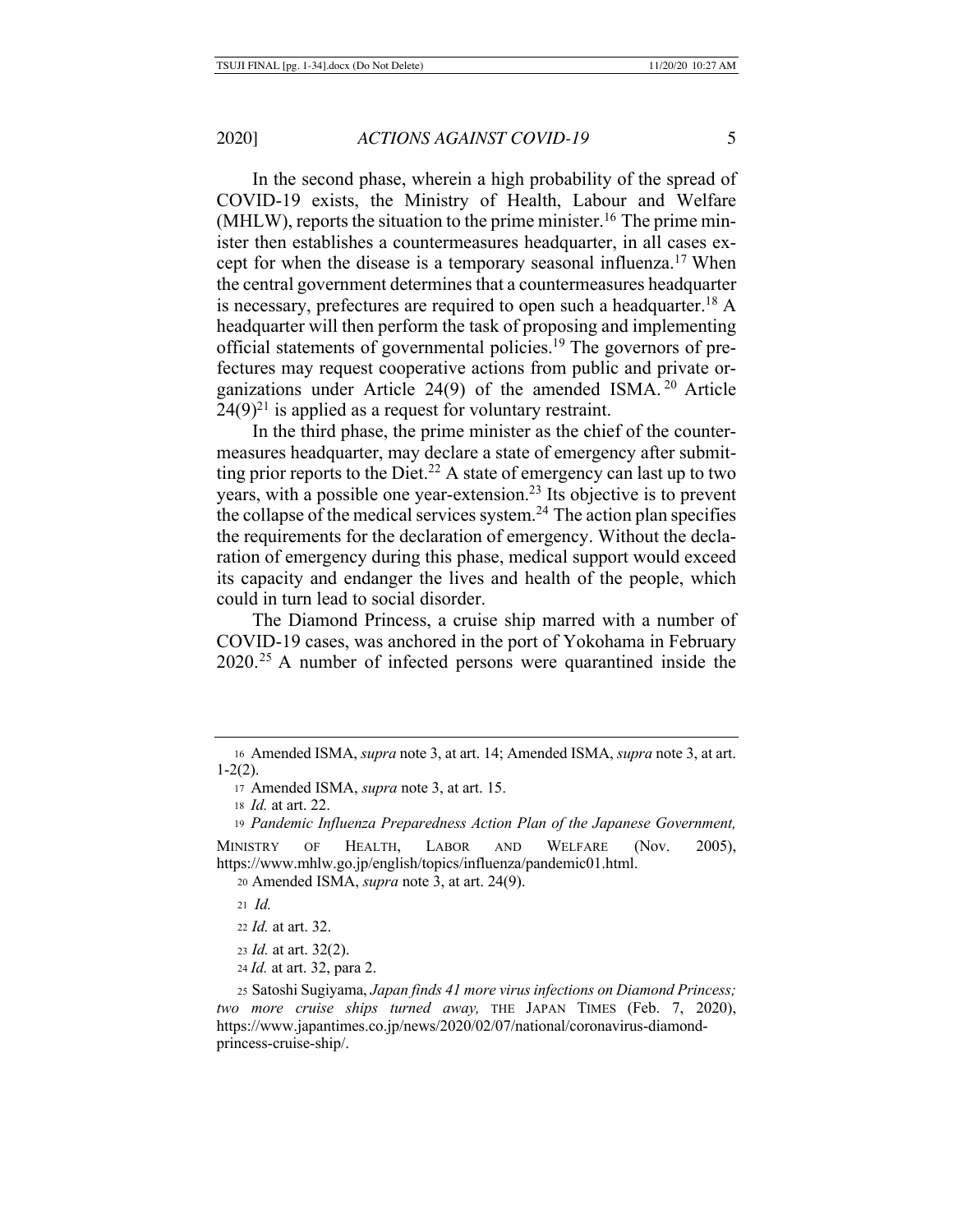In the second phase, wherein a high probability of the spread of COVID-19 exists, the Ministry of Health, Labour and Welfare (MHLW), reports the situation to the prime minister.[16] The prime minister then establishes a countermeasures headquarter, in all cases except for when the disease is a temporary seasonal influenza.[17] When the central government determines that a countermeasures headquarter is necessary, prefectures are required to open such a headquarter.[18] A headquarter will then perform the task of proposing and implementing official statements of governmental policies.[19] The governors of prefectures may request cooperative actions from public and private organizations under Article 24(9) of the amended ISMA.[20] Article 24(9)[21] is applied as a request for voluntary restraint.

In the third phase, the prime minister as the chief of the countermeasures headquarter, may declare a state of emergency after submitting prior reports to the Diet.[22] A state of emergency can last up to two years, with a possible one year-extension.[23] Its objective is to prevent the collapse of the medical services system.[24] The action plan specifies the requirements for the declaration of emergency. Without the declaration of emergency during this phase, medical support would exceed its capacity and endanger the lives and health of the people, which could in turn lead to social disorder.

The Diamond Princess, a cruise ship marred with a number of COVID-19 cases, was anchored in the port of Yokohama in February 2020.[25] A number of infected persons were quarantined inside the

---

16 Amended ISMA, *supra* note 3, at art. 14; Amended ISMA, *supra* note 3, at art. 1-2(2).

17 Amended ISMA, *supra* note 3, at art. 15.

18 *Id.* at art. 22.

19 *Pandemic Influenza Preparedness Action Plan of the Japanese Government,* MINISTRY OF HEALTH, LABOR AND WELFARE (Nov. 2005), https://www.mhlw.go.jp/english/topics/influenza/pandemic01.html.

20 Amended ISMA, *supra* note 3, at art. 24(9).

21 *Id.*

22 *Id.* at art. 32.

23 *Id.* at art. 32(2).

24 *Id.* at art. 32, para 2.

25 Satoshi Sugiyama, *Japan finds 41 more virus infections on Diamond Princess; two more cruise ships turned away,* THE JAPAN TIMES (Feb. 7, 2020), https://www.japantimes.co.jp/news/2020/02/07/national/coronavirus-diamond-princess-cruise-ship/.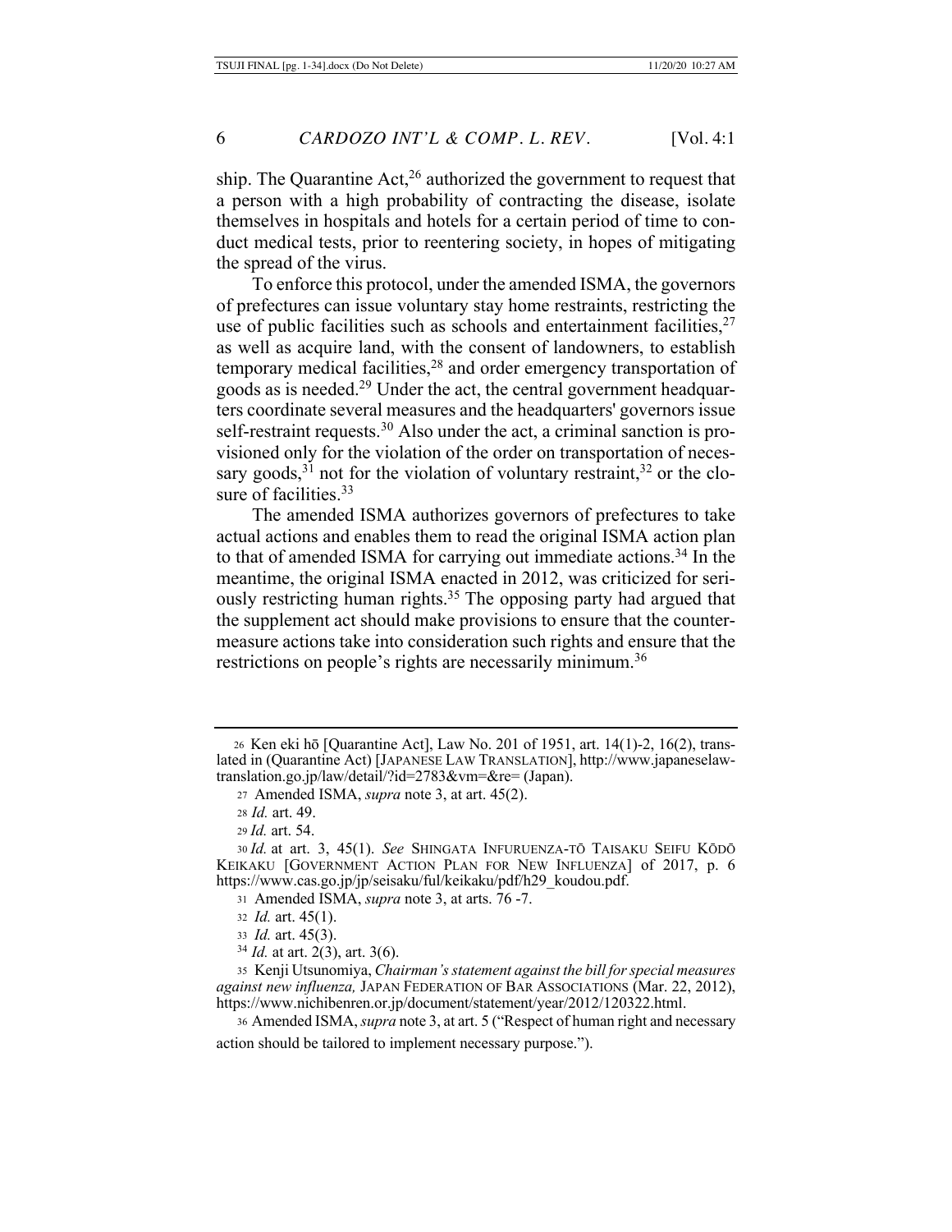ship. The Quarantine Act,[26] authorized the government to request that a person with a high probability of contracting the disease, isolate themselves in hospitals and hotels for a certain period of time to conduct medical tests, prior to reentering society, in hopes of mitigating the spread of the virus.

To enforce this protocol, under the amended ISMA, the governors of prefectures can issue voluntary stay home restraints, restricting the use of public facilities such as schools and entertainment facilities,[27] as well as acquire land, with the consent of landowners, to establish temporary medical facilities,[28] and order emergency transportation of goods as is needed.[29] Under the act, the central government headquarters coordinate several measures and the headquarters' governors issue self-restraint requests.[30] Also under the act, a criminal sanction is provisioned only for the violation of the order on transportation of necessary goods,[31] not for the violation of voluntary restraint,[32] or the closure of facilities.[33]

The amended ISMA authorizes governors of prefectures to take actual actions and enables them to read the original ISMA action plan to that of amended ISMA for carrying out immediate actions.[34] In the meantime, the original ISMA enacted in 2012, was criticized for seriously restricting human rights.[35] The opposing party had argued that the supplement act should make provisions to ensure that the countermeasure actions take into consideration such rights and ensure that the restrictions on people's rights are necessarily minimum.[36]

---

26 Ken eki hō [Quarantine Act], Law No. 201 of 1951, art. 14(1)-2, 16(2), translated in (Quarantine Act) [JAPANESE LAW TRANSLATION], http://www.japaneselawtranslation.go.jp/law/detail/?id=2783&vm=&re= (Japan).

27 Amended ISMA, *supra* note 3, at art. 45(2).

28 *Id.* art. 49.

29 *Id.* art. 54.

30 *Id.* at art. 3, 45(1). *See* SHINGATA INFURUENZA-TŌ TAISAKU SEIFU KŌDŌ KEIKAKU [GOVERNMENT ACTION PLAN FOR NEW INFLUENZA] of 2017, p. 6 https://www.cas.go.jp/jp/seisaku/ful/keikaku/pdf/h29_koudou.pdf.

31 Amended ISMA, *supra* note 3, at arts. 76 -7.

32 *Id.* art. 45(1).

33 *Id.* art. 45(3).

34 *Id.* at art. 2(3), art. 3(6).

35 Kenji Utsunomiya, *Chairman's statement against the bill for special measures against new influenza,* JAPAN FEDERATION OF BAR ASSOCIATIONS (Mar. 22, 2012), https://www.nichibenren.or.jp/document/statement/year/2012/120322.html.

36 Amended ISMA, *supra* note 3, at art. 5 ("Respect of human right and necessary action should be tailored to implement necessary purpose.").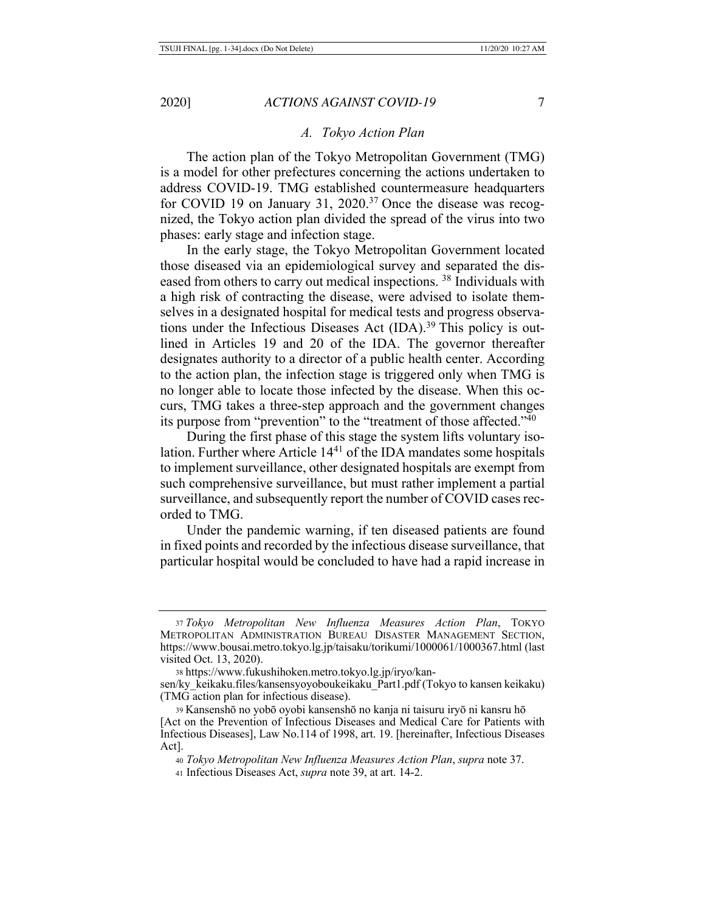### A. Tokyo Action Plan

The action plan of the Tokyo Metropolitan Government (TMG) is a model for other prefectures concerning the actions undertaken to address COVID-19. TMG established countermeasure headquarters for COVID 19 on January 31, 2020.[37] Once the disease was recognized, the Tokyo action plan divided the spread of the virus into two phases: early stage and infection stage.

In the early stage, the Tokyo Metropolitan Government located those diseased via an epidemiological survey and separated the diseased from others to carry out medical inspections. [38] Individuals with a high risk of contracting the disease, were advised to isolate themselves in a designated hospital for medical tests and progress observations under the Infectious Diseases Act (IDA).[39] This policy is outlined in Articles 19 and 20 of the IDA. The governor thereafter designates authority to a director of a public health center. According to the action plan, the infection stage is triggered only when TMG is no longer able to locate those infected by the disease. When this occurs, TMG takes a three-step approach and the government changes its purpose from "prevention" to the "treatment of those affected."[40]

During the first phase of this stage the system lifts voluntary isolation. Further where Article 14[41] of the IDA mandates some hospitals to implement surveillance, other designated hospitals are exempt from such comprehensive surveillance, but must rather implement a partial surveillance, and subsequently report the number of COVID cases recorded to TMG.

Under the pandemic warning, if ten diseased patients are found in fixed points and recorded by the infectious disease surveillance, that particular hospital would be concluded to have had a rapid increase in

---

[37] *Tokyo Metropolitan New Influenza Measures Action Plan*, TOKYO METROPOLITAN ADMINISTRATION BUREAU DISASTER MANAGEMENT SECTION, https://www.bousai.metro.tokyo.lg.jp/taisaku/torikumi/1000061/1000367.html (last visited Oct. 13, 2020).

[38] https://www.fukushihoken.metro.tokyo.lg.jp/iryo/kansen/ky_keikaku.files/kansensyoyoboukeikaku_Part1.pdf (Tokyo to kansen keikaku) (TMG action plan for infectious disease).

[39] Kansenshō no yobō oyobi kansenshō no kanja ni taisuru iryō ni kansru hō [Act on the Prevention of Infectious Diseases and Medical Care for Patients with Infectious Diseases], Law No.114 of 1998, art. 19. [hereinafter, Infectious Diseases Act].

[40] *Tokyo Metropolitan New Influenza Measures Action Plan*, *supra* note 37.

[41] Infectious Diseases Act, *supra* note 39, at art. 14-2.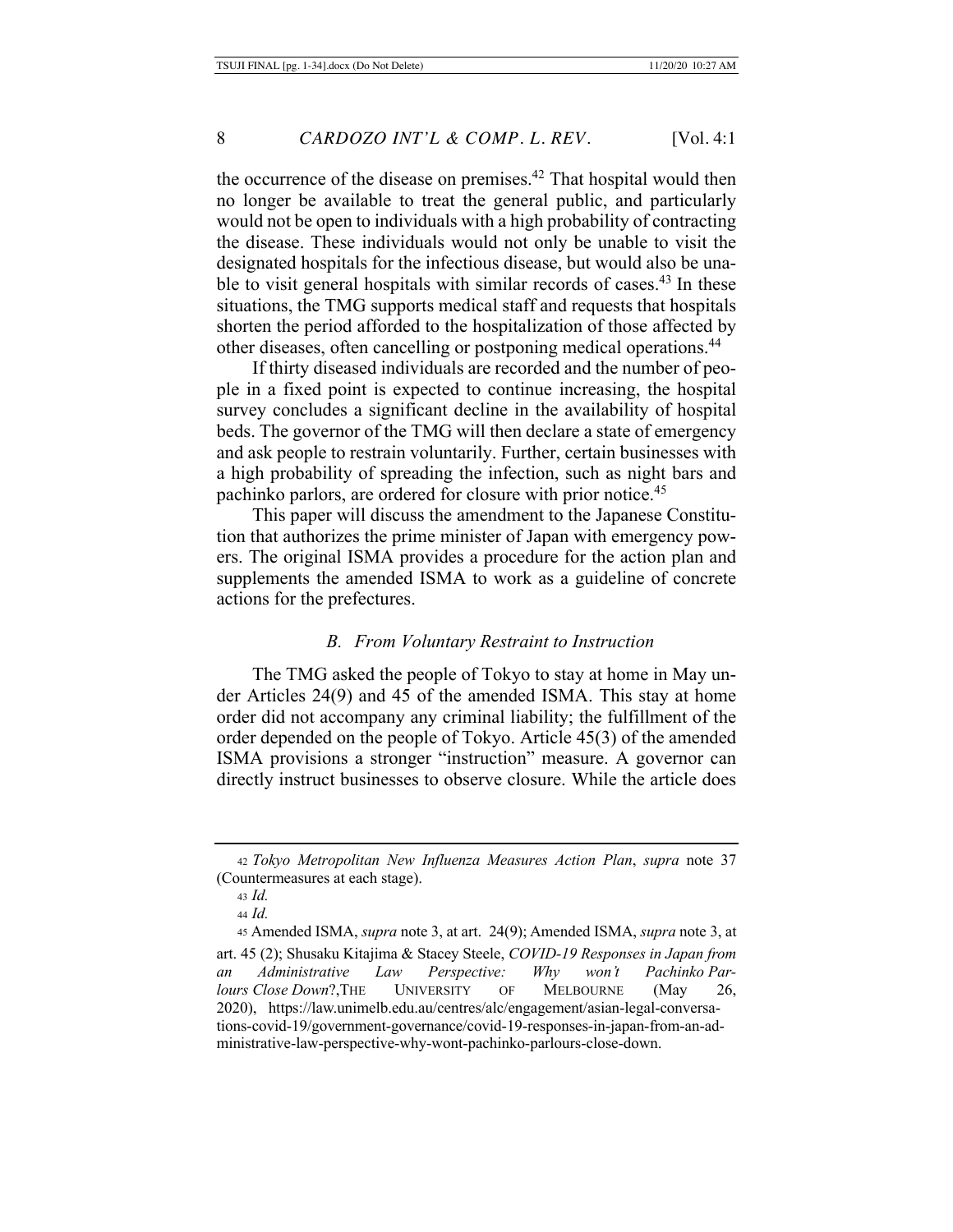the occurrence of the disease on premises.[42] That hospital would then no longer be available to treat the general public, and particularly would not be open to individuals with a high probability of contracting the disease. These individuals would not only be unable to visit the designated hospitals for the infectious disease, but would also be unable to visit general hospitals with similar records of cases.[43] In these situations, the TMG supports medical staff and requests that hospitals shorten the period afforded to the hospitalization of those affected by other diseases, often cancelling or postponing medical operations.[44]

If thirty diseased individuals are recorded and the number of people in a fixed point is expected to continue increasing, the hospital survey concludes a significant decline in the availability of hospital beds. The governor of the TMG will then declare a state of emergency and ask people to restrain voluntarily. Further, certain businesses with a high probability of spreading the infection, such as night bars and pachinko parlors, are ordered for closure with prior notice.[45]

This paper will discuss the amendment to the Japanese Constitution that authorizes the prime minister of Japan with emergency powers. The original ISMA provides a procedure for the action plan and supplements the amended ISMA to work as a guideline of concrete actions for the prefectures.

### *B. From Voluntary Restraint to Instruction*

The TMG asked the people of Tokyo to stay at home in May under Articles 24(9) and 45 of the amended ISMA. This stay at home order did not accompany any criminal liability; the fulfillment of the order depended on the people of Tokyo. Article 45(3) of the amended ISMA provisions a stronger "instruction" measure. A governor can directly instruct businesses to observe closure. While the article does

---

42 *Tokyo Metropolitan New Influenza Measures Action Plan*, *supra* note 37 (Countermeasures at each stage).

43 *Id.*

44 *Id.*

45 Amended ISMA, *supra* note 3, at art. 24(9); Amended ISMA, *supra* note 3, at art. 45 (2); Shusaku Kitajima & Stacey Steele, *COVID-19 Responses in Japan from an Administrative Law Perspective: Why won't Pachinko Parlours Close Down*?, THE UNIVERSITY OF MELBOURNE (May 26, 2020), https://law.unimelb.edu.au/centres/alc/engagement/asian-legal-conversations-covid-19/government-governance/covid-19-responses-in-japan-from-an-administrative-law-perspective-why-wont-pachinko-parlours-close-down.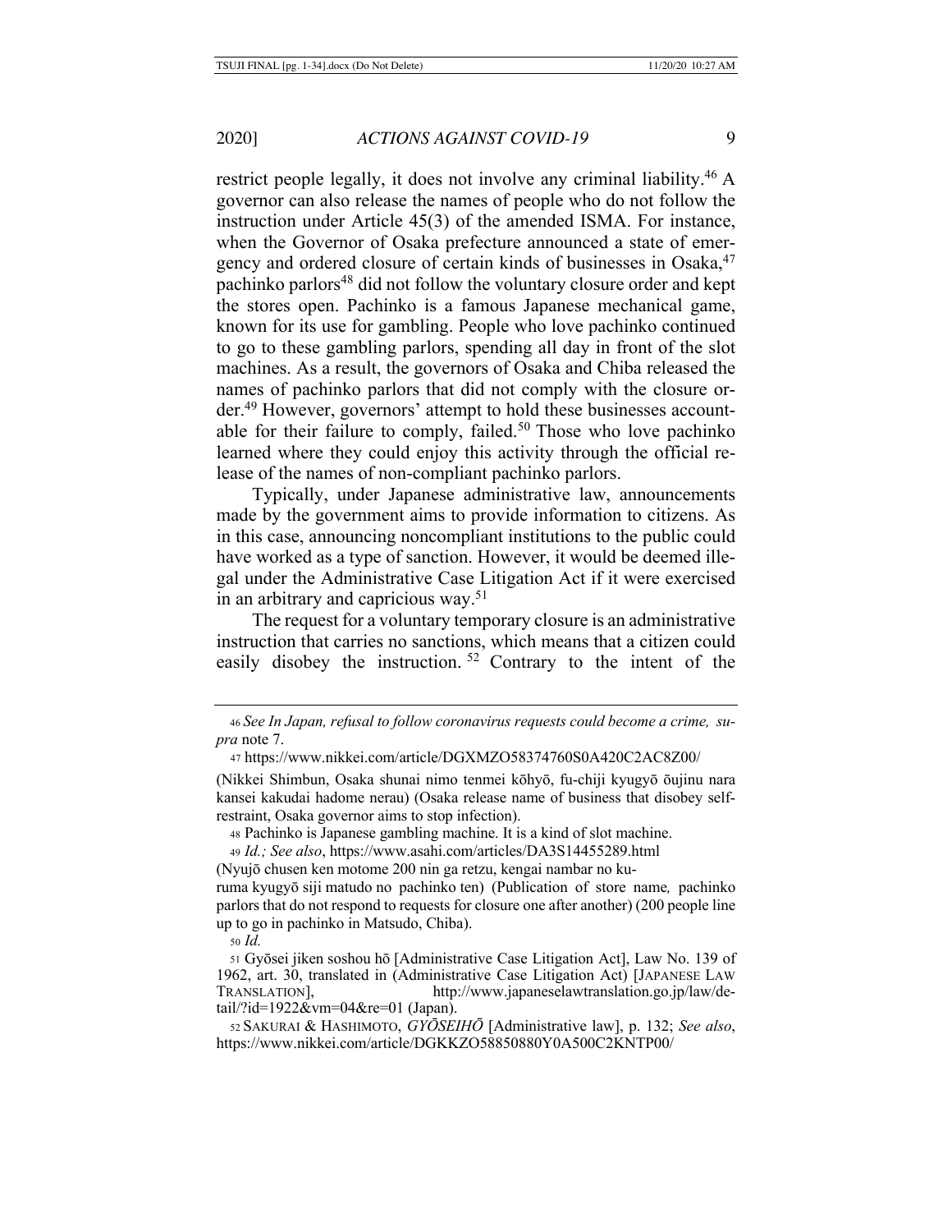restrict people legally, it does not involve any criminal liability.[46] A governor can also release the names of people who do not follow the instruction under Article 45(3) of the amended ISMA. For instance, when the Governor of Osaka prefecture announced a state of emergency and ordered closure of certain kinds of businesses in Osaka,[47] pachinko parlors[48] did not follow the voluntary closure order and kept the stores open. Pachinko is a famous Japanese mechanical game, known for its use for gambling. People who love pachinko continued to go to these gambling parlors, spending all day in front of the slot machines. As a result, the governors of Osaka and Chiba released the names of pachinko parlors that did not comply with the closure order.[49] However, governors' attempt to hold these businesses accountable for their failure to comply, failed.[50] Those who love pachinko learned where they could enjoy this activity through the official release of the names of non-compliant pachinko parlors.

Typically, under Japanese administrative law, announcements made by the government aims to provide information to citizens. As in this case, announcing noncompliant institutions to the public could have worked as a type of sanction. However, it would be deemed illegal under the Administrative Case Litigation Act if it were exercised in an arbitrary and capricious way.[51]

The request for a voluntary temporary closure is an administrative instruction that carries no sanctions, which means that a citizen could easily disobey the instruction.[52] Contrary to the intent of the

---

[46] *See In Japan, refusal to follow coronavirus requests could become a crime, supra* note 7.

[47] https://www.nikkei.com/article/DGXMZO58374760S0A420C2AC8Z00/ (Nikkei Shimbun, Osaka shunai nimo tenmei kōhyō, fu-chiji kyugyō ōujinu nara kansei kakudai hadome nerau) (Osaka release name of business that disobey self-restraint, Osaka governor aims to stop infection).

[48] Pachinko is Japanese gambling machine. It is a kind of slot machine.

[49] *Id.; See also*, https://www.asahi.com/articles/DA3S14455289.html (Nyujō chusen ken motome 200 nin ga retzu, kengai nambar no kuruma kyugyō siji matudo no pachinko ten) (Publication of store name*,* pachinko parlors that do not respond to requests for closure one after another) (200 people line up to go in pachinko in Matsudo, Chiba).

[50] *Id.*

[51] Gyōsei jiken soshou hō [Administrative Case Litigation Act], Law No. 139 of 1962, art. 30, translated in (Administrative Case Litigation Act) [JAPANESE LAW TRANSLATION], http://www.japaneselawtranslation.go.jp/law/detail/?id=1922&vm=04&re=01 (Japan).

[52] SAKURAI & HASHIMOTO, *GYŌSEIHŌ* [Administrative law], p. 132; *See also*, https://www.nikkei.com/article/DGKKZO58850880Y0A500C2KNTP00/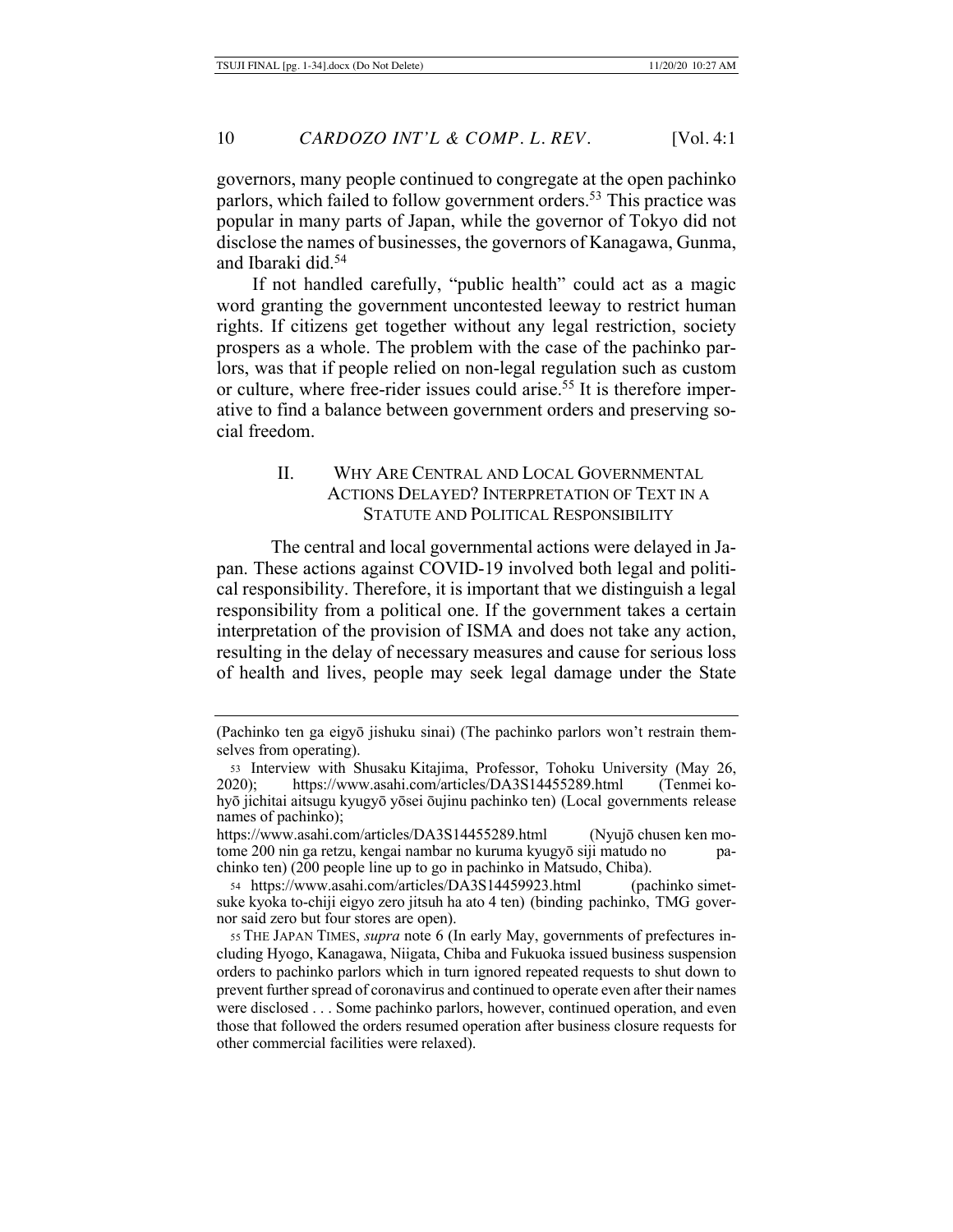governors, many people continued to congregate at the open pachinko parlors, which failed to follow government orders.[53] This practice was popular in many parts of Japan, while the governor of Tokyo did not disclose the names of businesses, the governors of Kanagawa, Gunma, and Ibaraki did.[54]

If not handled carefully, "public health" could act as a magic word granting the government uncontested leeway to restrict human rights. If citizens get together without any legal restriction, society prospers as a whole. The problem with the case of the pachinko parlors, was that if people relied on non-legal regulation such as custom or culture, where free-rider issues could arise.[55] It is therefore imperative to find a balance between government orders and preserving social freedom.

## II. WHY ARE CENTRAL AND LOCAL GOVERNMENTAL ACTIONS DELAYED? INTERPRETATION OF TEXT IN A STATUTE AND POLITICAL RESPONSIBILITY

The central and local governmental actions were delayed in Japan. These actions against COVID-19 involved both legal and political responsibility. Therefore, it is important that we distinguish a legal responsibility from a political one. If the government takes a certain interpretation of the provision of ISMA and does not take any action, resulting in the delay of necessary measures and cause for serious loss of health and lives, people may seek legal damage under the State

---

(Pachinko ten ga eigyō jishuku sinai) (The pachinko parlors won't restrain themselves from operating).

[53] Interview with Shusaku Kitajima, Professor, Tohoku University (May 26, 2020); https://www.asahi.com/articles/DA3S14455289.html (Tenmei kohyō jichitai aitsugu kyugyō yōsei ōujinu pachinko ten) (Local governments release names of pachinko); https://www.asahi.com/articles/DA3S14455289.html (Nyujō chusen ken motome 200 nin ga retzu, kengai nambar no kuruma kyugyō siji matudo no pachinko ten) (200 people line up to go in pachinko in Matsudo, Chiba).

[54] https://www.asahi.com/articles/DA3S14459923.html (pachinko simetsuke kyoka to-chiji eigyo zero jitsuh ha ato 4 ten) (binding pachinko, TMG governor said zero but four stores are open).

[55] THE JAPAN TIMES, *supra* note 6 (In early May, governments of prefectures including Hyogo, Kanagawa, Niigata, Chiba and Fukuoka issued business suspension orders to pachinko parlors which in turn ignored repeated requests to shut down to prevent further spread of coronavirus and continued to operate even after their names were disclosed . . . Some pachinko parlors, however, continued operation, and even those that followed the orders resumed operation after business closure requests for other commercial facilities were relaxed).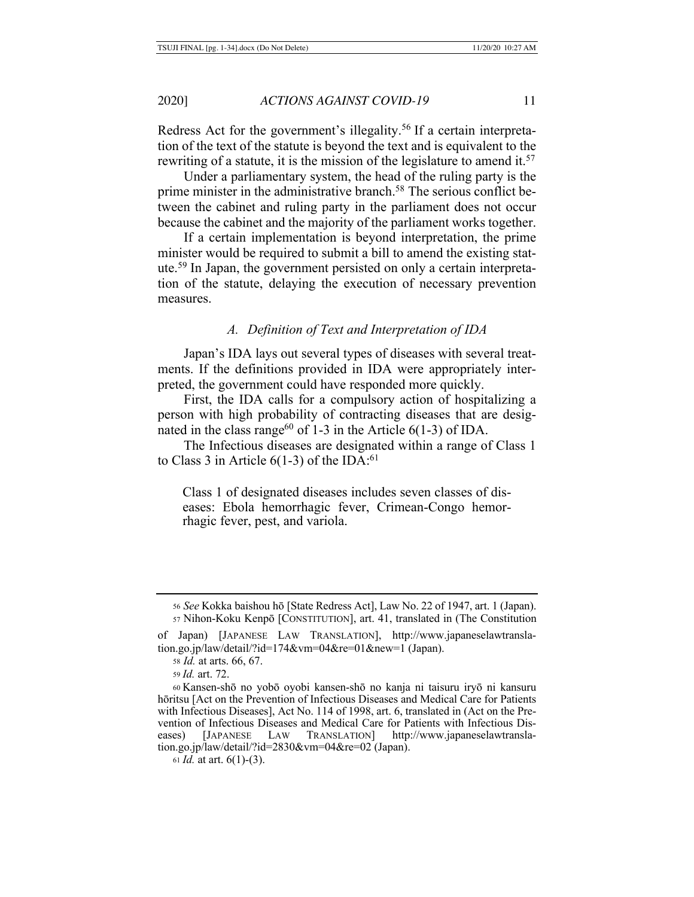Redress Act for the government's illegality.[56] If a certain interpretation of the text of the statute is beyond the text and is equivalent to the rewriting of a statute, it is the mission of the legislature to amend it.[57]

Under a parliamentary system, the head of the ruling party is the prime minister in the administrative branch.[58] The serious conflict between the cabinet and ruling party in the parliament does not occur because the cabinet and the majority of the parliament works together.

If a certain implementation is beyond interpretation, the prime minister would be required to submit a bill to amend the existing statute.[59] In Japan, the government persisted on only a certain interpretation of the statute, delaying the execution of necessary prevention measures.

### *A. Definition of Text and Interpretation of IDA*

Japan's IDA lays out several types of diseases with several treatments. If the definitions provided in IDA were appropriately interpreted, the government could have responded more quickly.

First, the IDA calls for a compulsory action of hospitalizing a person with high probability of contracting diseases that are designated in the class range[60] of 1-3 in the Article 6(1-3) of IDA.

The Infectious diseases are designated within a range of Class 1 to Class 3 in Article 6(1-3) of the IDA:[61]

> Class 1 of designated diseases includes seven classes of diseases: Ebola hemorrhagic fever, Crimean-Congo hemorrhagic fever, pest, and variola.

---

[56] *See* Kokka baishou hō [State Redress Act], Law No. 22 of 1947, art. 1 (Japan).

[57] Nihon-Koku Kenpō [CONSTITUTION], art. 41, translated in (The Constitution of Japan) [JAPANESE LAW TRANSLATION], http://www.japaneselawtranslation.go.jp/law/detail/?id=174&vm=04&re=01&new=1 (Japan).

[58] *Id.* at arts. 66, 67.

[59] *Id.* art. 72.

[60] Kansen-shō no yobō oyobi kansen-shō no kanja ni taisuru iryō ni kansuru hōritsu [Act on the Prevention of Infectious Diseases and Medical Care for Patients with Infectious Diseases], Act No. 114 of 1998, art. 6, translated in (Act on the Prevention of Infectious Diseases and Medical Care for Patients with Infectious Diseases) [JAPANESE LAW TRANSLATION] http://www.japaneselawtranslation.go.jp/law/detail/?id=2830&vm=04&re=02 (Japan).

[61] *Id.* at art. 6(1)-(3).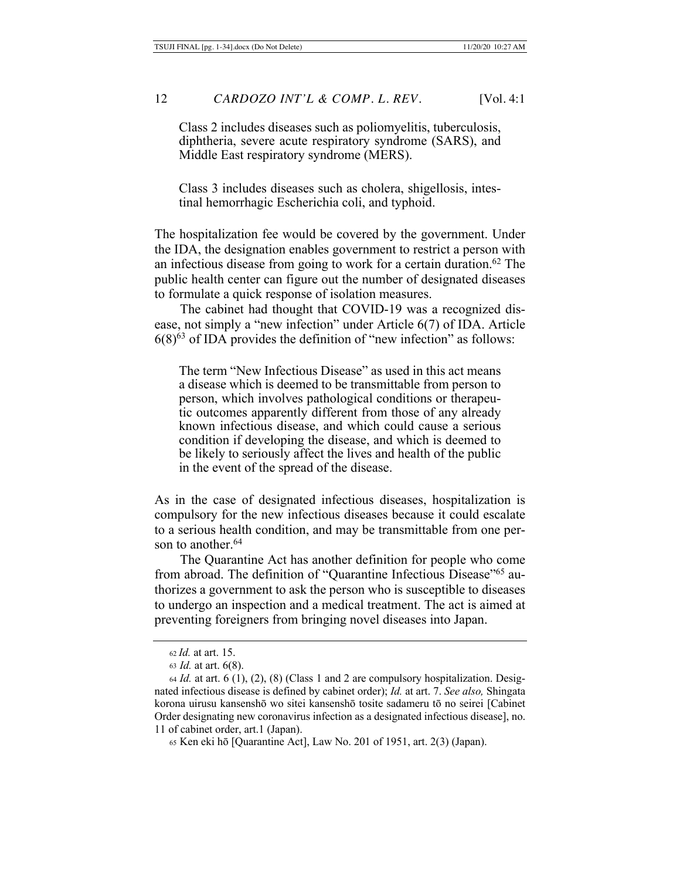Class 2 includes diseases such as poliomyelitis, tuberculosis, diphtheria, severe acute respiratory syndrome (SARS), and Middle East respiratory syndrome (MERS).

Class 3 includes diseases such as cholera, shigellosis, intestinal hemorrhagic Escherichia coli, and typhoid.

The hospitalization fee would be covered by the government. Under the IDA, the designation enables government to restrict a person with an infectious disease from going to work for a certain duration.[62] The public health center can figure out the number of designated diseases to formulate a quick response of isolation measures.

The cabinet had thought that COVID-19 was a recognized disease, not simply a "new infection" under Article 6(7) of IDA. Article 6(8)[63] of IDA provides the definition of "new infection" as follows:

> The term "New Infectious Disease" as used in this act means a disease which is deemed to be transmittable from person to person, which involves pathological conditions or therapeutic outcomes apparently different from those of any already known infectious disease, and which could cause a serious condition if developing the disease, and which is deemed to be likely to seriously affect the lives and health of the public in the event of the spread of the disease.

As in the case of designated infectious diseases, hospitalization is compulsory for the new infectious diseases because it could escalate to a serious health condition, and may be transmittable from one person to another.[64]

The Quarantine Act has another definition for people who come from abroad. The definition of "Quarantine Infectious Disease"[65] authorizes a government to ask the person who is susceptible to diseases to undergo an inspection and a medical treatment. The act is aimed at preventing foreigners from bringing novel diseases into Japan.

---

[62] *Id.* at art. 15.

[63] *Id.* at art. 6(8).

[64] *Id.* at art. 6 (1), (2), (8) (Class 1 and 2 are compulsory hospitalization. Designated infectious disease is defined by cabinet order); *Id.* at art. 7. *See also,* Shingata korona uirusu kansenshō wo sitei kansenshō tosite sadameru tō no seirei [Cabinet Order designating new coronavirus infection as a designated infectious disease], no. 11 of cabinet order, art.1 (Japan).

[65] Ken eki hō [Quarantine Act], Law No. 201 of 1951, art. 2(3) (Japan).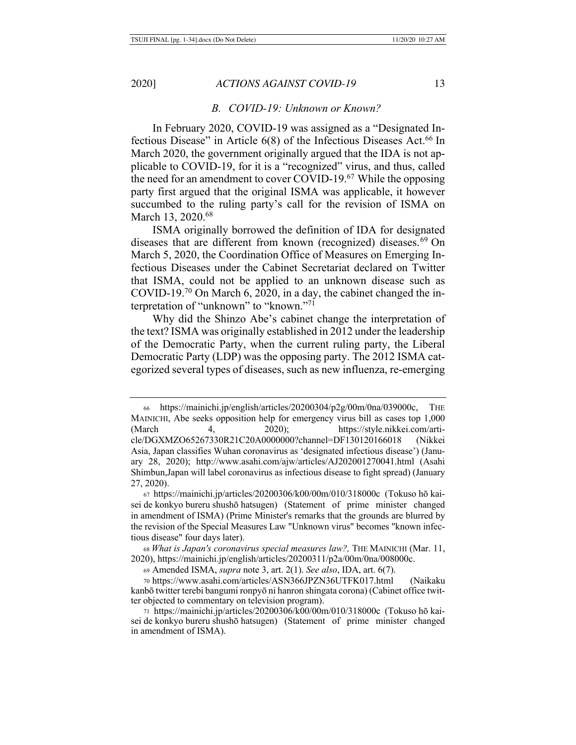### *B. COVID-19: Unknown or Known?*

In February 2020, COVID-19 was assigned as a "Designated Infectious Disease" in Article 6(8) of the Infectious Diseases Act.[66] In March 2020, the government originally argued that the IDA is not applicable to COVID-19, for it is a "recognized" virus, and thus, called the need for an amendment to cover COVID-19.[67] While the opposing party first argued that the original ISMA was applicable, it however succumbed to the ruling party's call for the revision of ISMA on March 13, 2020.[68]

ISMA originally borrowed the definition of IDA for designated diseases that are different from known (recognized) diseases.[69] On March 5, 2020, the Coordination Office of Measures on Emerging Infectious Diseases under the Cabinet Secretariat declared on Twitter that ISMA, could not be applied to an unknown disease such as COVID-19.[70] On March 6, 2020, in a day, the cabinet changed the interpretation of "unknown" to "known."[71]

Why did the Shinzo Abe's cabinet change the interpretation of the text? ISMA was originally established in 2012 under the leadership of the Democratic Party, when the current ruling party, the Liberal Democratic Party (LDP) was the opposing party. The 2012 ISMA categorized several types of diseases, such as new influenza, re-emerging

---

[66] https://mainichi.jp/english/articles/20200304/p2g/00m/0na/039000c, THE MAINICHI, Abe seeks opposition help for emergency virus bill as cases top 1,000 (March 4, 2020); https://style.nikkei.com/article/DGXMZO65267330R21C20A0000000?channel=DF130120166018 (Nikkei Asia, Japan classifies Wuhan coronavirus as 'designated infectious disease') (January 28, 2020); http://www.asahi.com/ajw/articles/AJ202001270041.html (Asahi Shimbun,Japan will label coronavirus as infectious disease to fight spread) (January 27, 2020).

[67] https://mainichi.jp/articles/20200306/k00/00m/010/318000c (Tokuso hō kaisei de konkyo bureru shushō hatsugen) (Statement of prime minister changed in amendment of ISMA) (Prime Minister's remarks that the grounds are blurred by the revision of the Special Measures Law "Unknown virus" becomes "known infectious disease" four days later).

[68] *What is Japan's coronavirus special measures law?,* THE MAINICHI (Mar. 11, 2020), https://mainichi.jp/english/articles/20200311/p2a/00m/0na/008000c.

[69] Amended ISMA, *supra* note 3, art. 2(1). *See also*, IDA, art. 6(7).

[70] https://www.asahi.com/articles/ASN366JPZN36UTFK017.html (Naikaku kanbō twitter terebi bangumi ronpyō ni hanron shingata corona) (Cabinet office twitter objected to commentary on television program).

[71] https://mainichi.jp/articles/20200306/k00/00m/010/318000c (Tokuso hō kaisei de konkyo bureru shushō hatsugen) (Statement of prime minister changed in amendment of ISMA).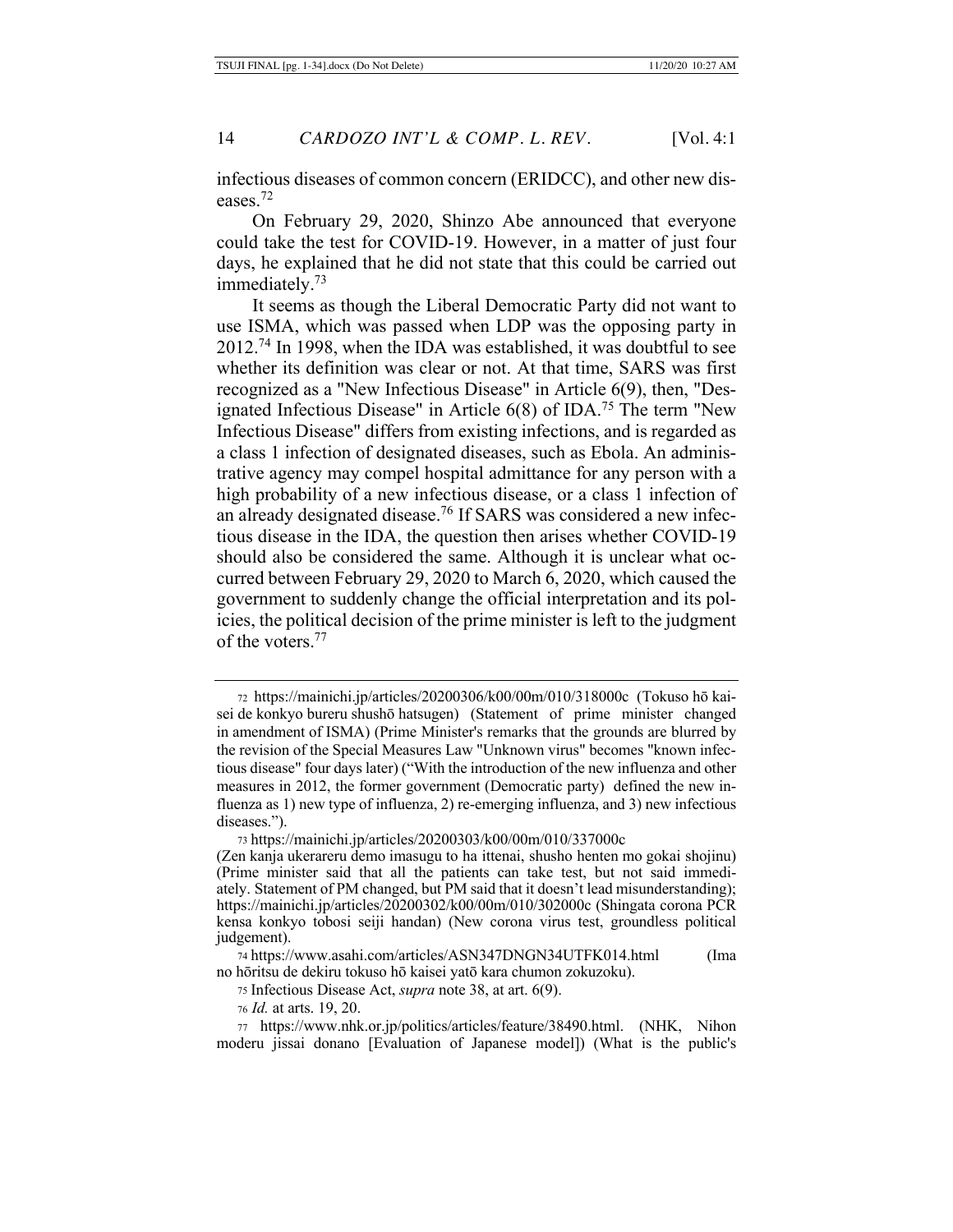infectious diseases of common concern (ERIDCC), and other new diseases.[72]

On February 29, 2020, Shinzo Abe announced that everyone could take the test for COVID-19. However, in a matter of just four days, he explained that he did not state that this could be carried out immediately.[73]

It seems as though the Liberal Democratic Party did not want to use ISMA, which was passed when LDP was the opposing party in 2012.[74] In 1998, when the IDA was established, it was doubtful to see whether its definition was clear or not. At that time, SARS was first recognized as a "New Infectious Disease" in Article 6(9), then, "Designated Infectious Disease" in Article 6(8) of IDA.[75] The term "New Infectious Disease" differs from existing infections, and is regarded as a class 1 infection of designated diseases, such as Ebola. An administrative agency may compel hospital admittance for any person with a high probability of a new infectious disease, or a class 1 infection of an already designated disease.[76] If SARS was considered a new infectious disease in the IDA, the question then arises whether COVID-19 should also be considered the same. Although it is unclear what occurred between February 29, 2020 to March 6, 2020, which caused the government to suddenly change the official interpretation and its policies, the political decision of the prime minister is left to the judgment of the voters.[77]

---

[72] https://mainichi.jp/articles/20200306/k00/00m/010/318000c (Tokuso hō kaisei de konkyo bureru shushō hatsugen) (Statement of prime minister changed in amendment of ISMA) (Prime Minister's remarks that the grounds are blurred by the revision of the Special Measures Law "Unknown virus" becomes "known infectious disease" four days later) ("With the introduction of the new influenza and other measures in 2012, the former government (Democratic party) defined the new influenza as 1) new type of influenza, 2) re-emerging influenza, and 3) new infectious diseases.").

[73] https://mainichi.jp/articles/20200303/k00/00m/010/337000c (Zen kanja ukerareru demo imasugu to ha ittenai, shusho henten mo gokai shojinu) (Prime minister said that all the patients can take test, but not said immediately. Statement of PM changed, but PM said that it doesn't lead misunderstanding); https://mainichi.jp/articles/20200302/k00/00m/010/302000c (Shingata corona PCR kensa konkyo tobosi seiji handan) (New corona virus test, groundless political judgement).

[74] https://www.asahi.com/articles/ASN347DNGN34UTFK014.html (Ima no hōritsu de dekiru tokuso hō kaisei yatō kara chumon zokuzoku).

[75] Infectious Disease Act, *supra* note 38, at art. 6(9).

[76] *Id.* at arts. 19, 20.

[77] https://www.nhk.or.jp/politics/articles/feature/38490.html. (NHK, Nihon moderu jissai donano [Evaluation of Japanese model]) (What is the public's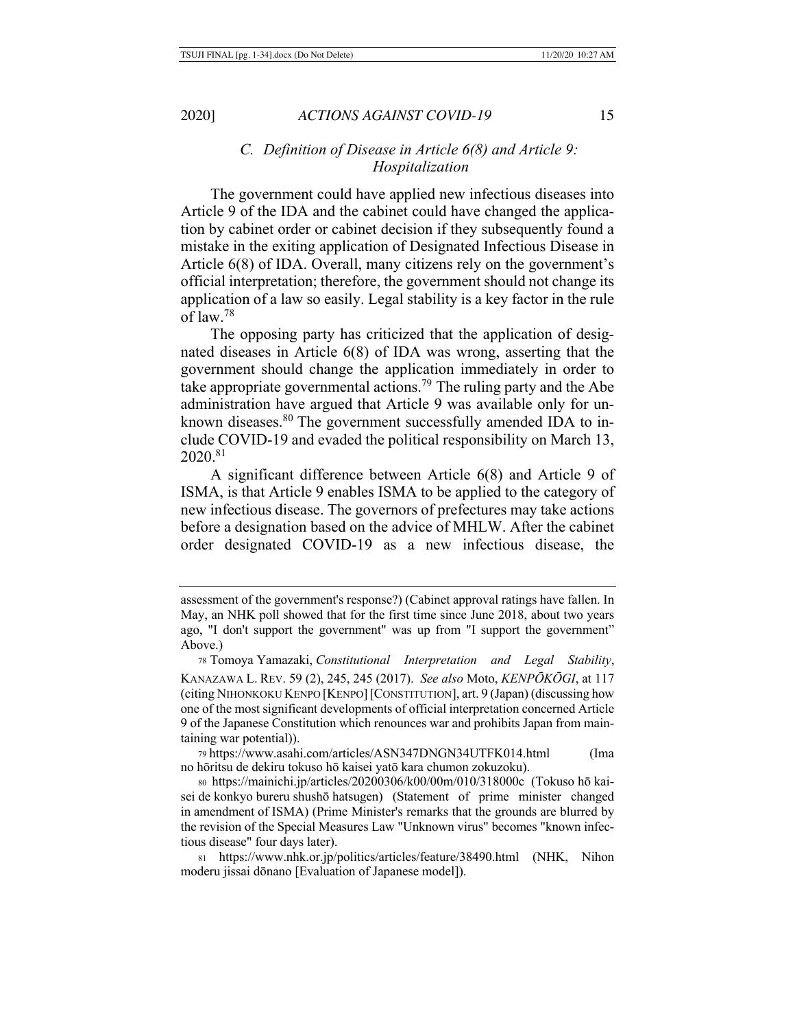### C. *Definition of Disease in Article 6(8) and Article 9: Hospitalization*

The government could have applied new infectious diseases into Article 9 of the IDA and the cabinet could have changed the application by cabinet order or cabinet decision if they subsequently found a mistake in the exiting application of Designated Infectious Disease in Article 6(8) of IDA. Overall, many citizens rely on the government's official interpretation; therefore, the government should not change its application of a law so easily. Legal stability is a key factor in the rule of law.[78]

The opposing party has criticized that the application of designated diseases in Article 6(8) of IDA was wrong, asserting that the government should change the application immediately in order to take appropriate governmental actions.[79] The ruling party and the Abe administration have argued that Article 9 was available only for unknown diseases.[80] The government successfully amended IDA to include COVID-19 and evaded the political responsibility on March 13, 2020.[81]

A significant difference between Article 6(8) and Article 9 of ISMA, is that Article 9 enables ISMA to be applied to the category of new infectious disease. The governors of prefectures may take actions before a designation based on the advice of MHLW. After the cabinet order designated COVID-19 as a new infectious disease, the

---

assessment of the government's response?) (Cabinet approval ratings have fallen. In May, an NHK poll showed that for the first time since June 2018, about two years ago, "I don't support the government" was up from "I support the government" Above.)

78 Tomoya Yamazaki, *Constitutional Interpretation and Legal Stability*, KANAZAWA L. REV. 59 (2), 245, 245 (2017). *See also* Moto, *KENPŌKŌGI*, at 117 (citing NIHONKOKU KENPO [KENPO] [CONSTITUTION], art. 9 (Japan) (discussing how one of the most significant developments of official interpretation concerned Article 9 of the Japanese Constitution which renounces war and prohibits Japan from maintaining war potential)).

79 https://www.asahi.com/articles/ASN347DNGN34UTFK014.html (Ima no hōritsu de dekiru tokuso hō kaisei yatō kara chumon zokuzoku).

80 https://mainichi.jp/articles/20200306/k00/00m/010/318000c (Tokuso hō kaisei de konkyo bureru shushō hatsugen) (Statement of prime minister changed in amendment of ISMA) (Prime Minister's remarks that the grounds are blurred by the revision of the Special Measures Law "Unknown virus" becomes "known infectious disease" four days later).

81 https://www.nhk.or.jp/politics/articles/feature/38490.html (NHK, Nihon moderu jissai dōnano [Evaluation of Japanese model]).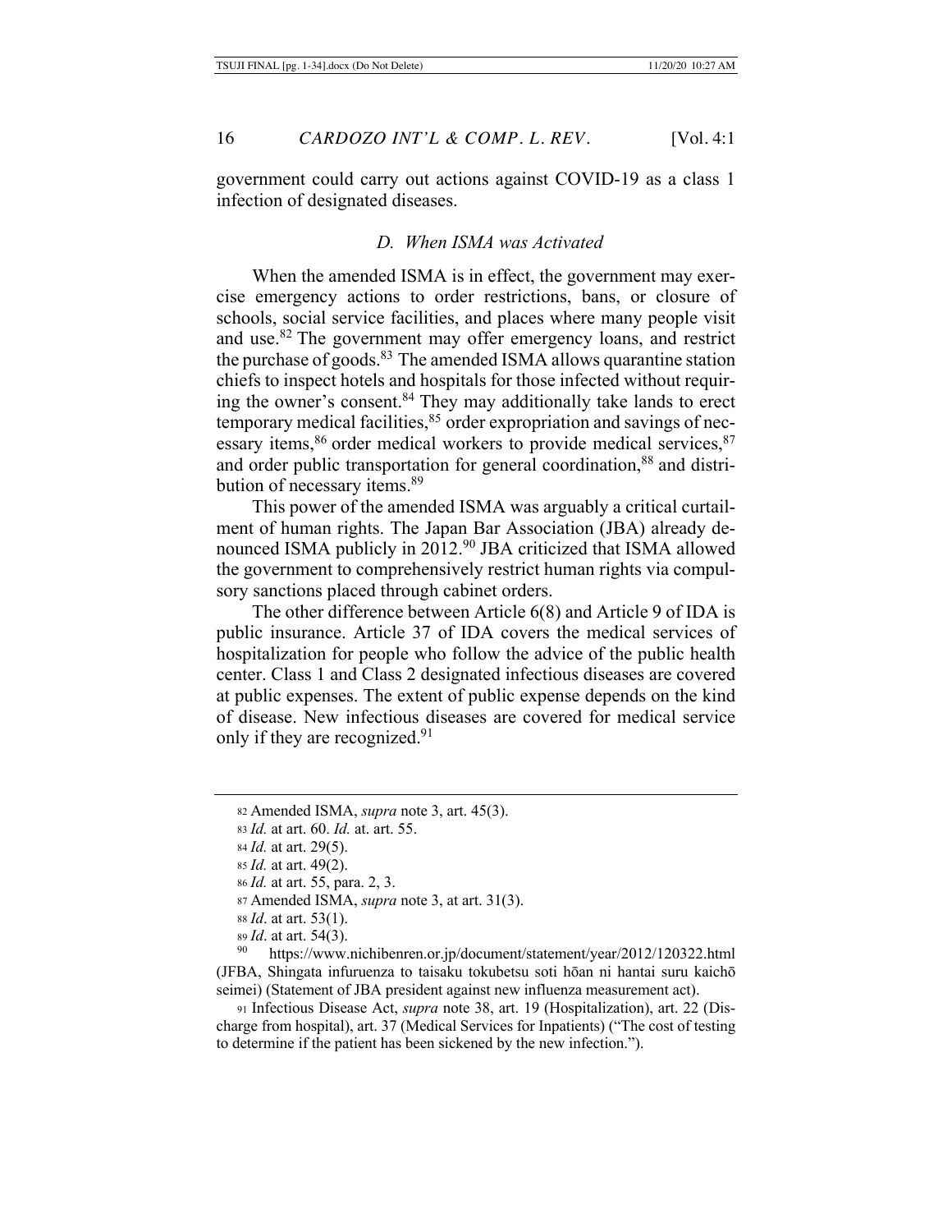government could carry out actions against COVID-19 as a class 1 infection of designated diseases.

### *D. When ISMA was Activated*

When the amended ISMA is in effect, the government may exercise emergency actions to order restrictions, bans, or closure of schools, social service facilities, and places where many people visit and use.[82] The government may offer emergency loans, and restrict the purchase of goods.[83] The amended ISMA allows quarantine station chiefs to inspect hotels and hospitals for those infected without requiring the owner's consent.[84] They may additionally take lands to erect temporary medical facilities,[85] order expropriation and savings of necessary items,[86] order medical workers to provide medical services,[87] and order public transportation for general coordination,[88] and distribution of necessary items.[89]

This power of the amended ISMA was arguably a critical curtailment of human rights. The Japan Bar Association (JBA) already denounced ISMA publicly in 2012.[90] JBA criticized that ISMA allowed the government to comprehensively restrict human rights via compulsory sanctions placed through cabinet orders.

The other difference between Article 6(8) and Article 9 of IDA is public insurance. Article 37 of IDA covers the medical services of hospitalization for people who follow the advice of the public health center. Class 1 and Class 2 designated infectious diseases are covered at public expenses. The extent of public expense depends on the kind of disease. New infectious diseases are covered for medical service only if they are recognized.[91]

---

[82] Amended ISMA, *supra* note 3, art. 45(3).

[83] *Id.* at art. 60. *Id.* at. art. 55.

[84] *Id.* at art. 29(5).

[85] *Id.* at art. 49(2).

[86] *Id.* at art. 55, para. 2, 3.

[87] Amended ISMA, *supra* note 3, at art. 31(3).

[88] *Id*. at art. 53(1).

[89] *Id*. at art. 54(3).

[90] https://www.nichibenren.or.jp/document/statement/year/2012/120322.html (JFBA, Shingata infuruenza to taisaku tokubetsu soti hōan ni hantai suru kaichō seimei) (Statement of JBA president against new influenza measurement act).

[91] Infectious Disease Act, *supra* note 38, art. 19 (Hospitalization), art. 22 (Discharge from hospital), art. 37 (Medical Services for Inpatients) ("The cost of testing to determine if the patient has been sickened by the new infection.").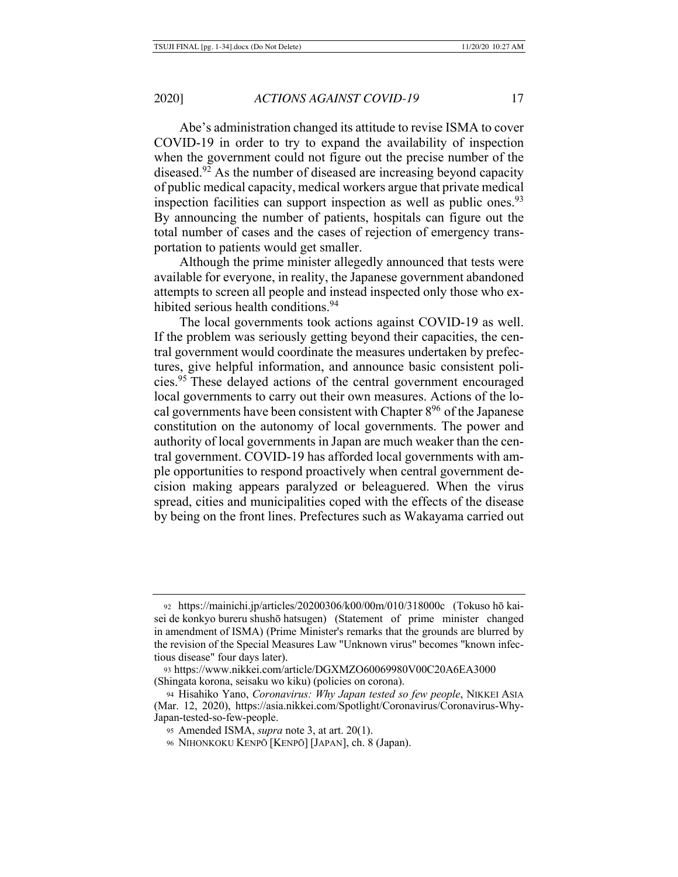Abe's administration changed its attitude to revise ISMA to cover COVID-19 in order to try to expand the availability of inspection when the government could not figure out the precise number of the diseased.[92] As the number of diseased are increasing beyond capacity of public medical capacity, medical workers argue that private medical inspection facilities can support inspection as well as public ones.[93] By announcing the number of patients, hospitals can figure out the total number of cases and the cases of rejection of emergency transportation to patients would get smaller.

Although the prime minister allegedly announced that tests were available for everyone, in reality, the Japanese government abandoned attempts to screen all people and instead inspected only those who exhibited serious health conditions.[94]

The local governments took actions against COVID-19 as well. If the problem was seriously getting beyond their capacities, the central government would coordinate the measures undertaken by prefectures, give helpful information, and announce basic consistent policies.[95] These delayed actions of the central government encouraged local governments to carry out their own measures. Actions of the local governments have been consistent with Chapter 8[96] of the Japanese constitution on the autonomy of local governments. The power and authority of local governments in Japan are much weaker than the central government. COVID-19 has afforded local governments with ample opportunities to respond proactively when central government decision making appears paralyzed or beleaguered. When the virus spread, cities and municipalities coped with the effects of the disease by being on the front lines. Prefectures such as Wakayama carried out

---

[92] https://mainichi.jp/articles/20200306/k00/00m/010/318000c (Tokuso hō kaisei de konkyo bureru shushō hatsugen) (Statement of prime minister changed in amendment of ISMA) (Prime Minister's remarks that the grounds are blurred by the revision of the Special Measures Law "Unknown virus" becomes "known infectious disease" four days later).

[93] https://www.nikkei.com/article/DGXMZO60069980V00C20A6EA3000 (Shingata korona, seisaku wo kiku) (policies on corona).

[94] Hisahiko Yano, *Coronavirus: Why Japan tested so few people*, NIKKEI ASIA (Mar. 12, 2020), https://asia.nikkei.com/Spotlight/Coronavirus/Coronavirus-Why-Japan-tested-so-few-people.

[95] Amended ISMA, *supra* note 3, at art. 20(1).

[96] NIHONKOKU KENPŌ [KENPŌ] [JAPAN], ch. 8 (Japan).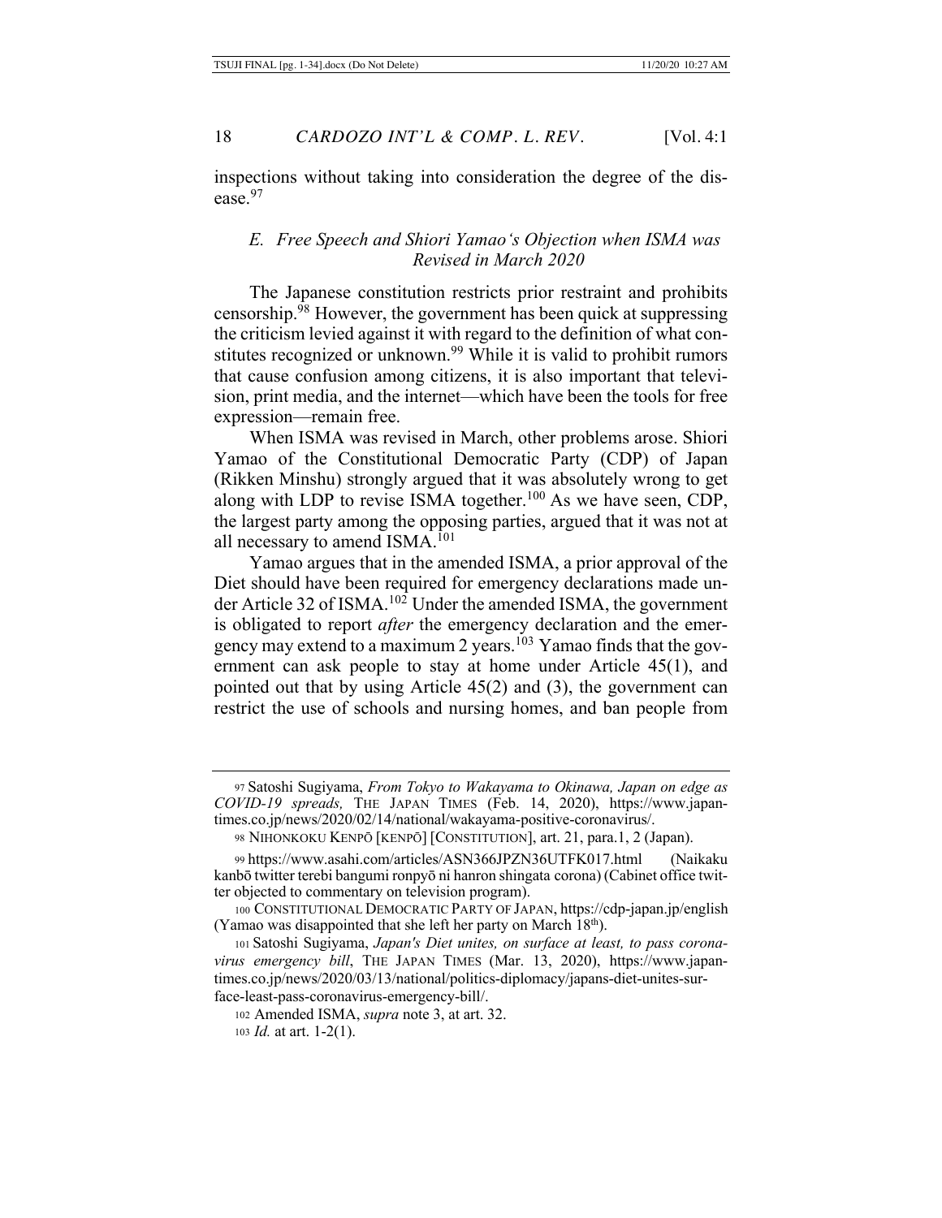inspections without taking into consideration the degree of the disease.[97]

### *E. Free Speech and Shiori Yamao's Objection when ISMA was Revised in March 2020*

The Japanese constitution restricts prior restraint and prohibits censorship.[98] However, the government has been quick at suppressing the criticism levied against it with regard to the definition of what constitutes recognized or unknown.[99] While it is valid to prohibit rumors that cause confusion among citizens, it is also important that television, print media, and the internet—which have been the tools for free expression—remain free.

When ISMA was revised in March, other problems arose. Shiori Yamao of the Constitutional Democratic Party (CDP) of Japan (Rikken Minshu) strongly argued that it was absolutely wrong to get along with LDP to revise ISMA together.[100] As we have seen, CDP, the largest party among the opposing parties, argued that it was not at all necessary to amend ISMA.[101]

Yamao argues that in the amended ISMA, a prior approval of the Diet should have been required for emergency declarations made under Article 32 of ISMA.[102] Under the amended ISMA, the government is obligated to report *after* the emergency declaration and the emergency may extend to a maximum 2 years.[103] Yamao finds that the government can ask people to stay at home under Article 45(1), and pointed out that by using Article 45(2) and (3), the government can restrict the use of schools and nursing homes, and ban people from

---

97 Satoshi Sugiyama, *From Tokyo to Wakayama to Okinawa, Japan on edge as COVID-19 spreads,* THE JAPAN TIMES (Feb. 14, 2020), https://www.japantimes.co.jp/news/2020/02/14/national/wakayama-positive-coronavirus/.

98 NIHONKOKU KENPŌ [KENPŌ] [CONSTITUTION], art. 21, para.1, 2 (Japan).

99 https://www.asahi.com/articles/ASN366JPZN36UTFK017.html (Naikaku kanbō twitter terebi bangumi ronpyō ni hanron shingata corona) (Cabinet office twitter objected to commentary on television program).

100 CONSTITUTIONAL DEMOCRATIC PARTY OF JAPAN, https://cdp-japan.jp/english (Yamao was disappointed that she left her party on March 18th).

101 Satoshi Sugiyama, *Japan's Diet unites, on surface at least, to pass coronavirus emergency bill*, THE JAPAN TIMES (Mar. 13, 2020), https://www.japantimes.co.jp/news/2020/03/13/national/politics-diplomacy/japans-diet-unites-surface-least-pass-coronavirus-emergency-bill/.

102 Amended ISMA, *supra* note 3, at art. 32.

103 *Id.* at art. 1-2(1).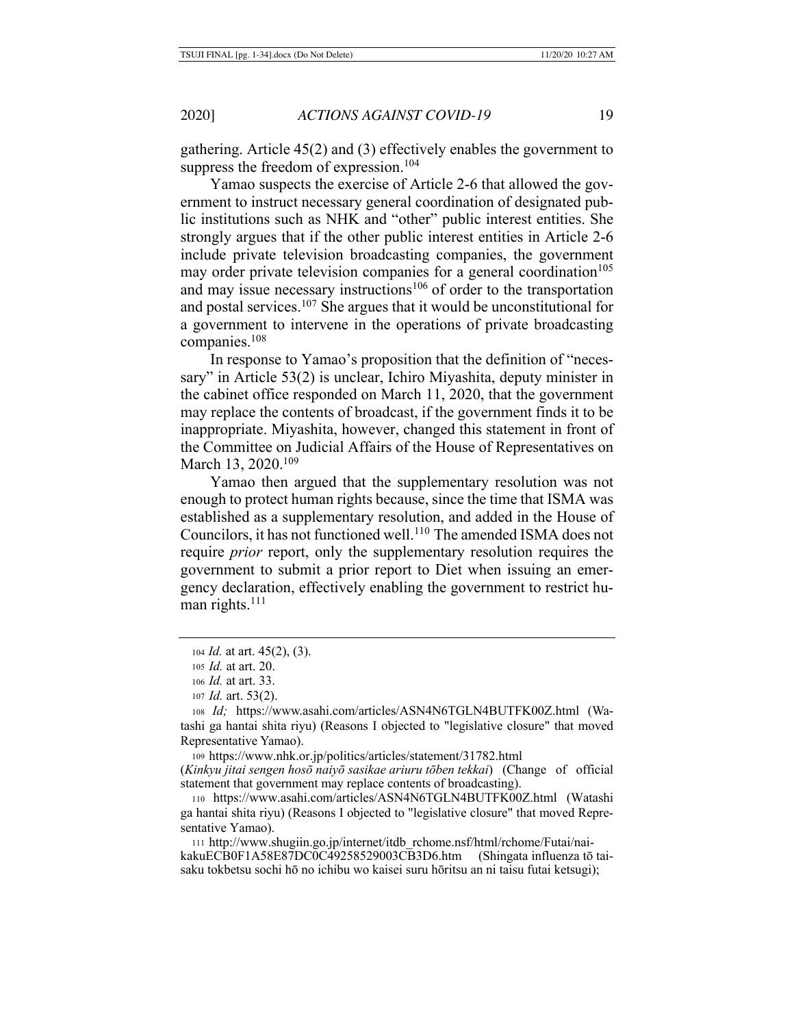gathering. Article 45(2) and (3) effectively enables the government to suppress the freedom of expression.[104]

Yamao suspects the exercise of Article 2-6 that allowed the government to instruct necessary general coordination of designated public institutions such as NHK and "other" public interest entities. She strongly argues that if the other public interest entities in Article 2-6 include private television broadcasting companies, the government may order private television companies for a general coordination[105] and may issue necessary instructions[106] of order to the transportation and postal services.[107] She argues that it would be unconstitutional for a government to intervene in the operations of private broadcasting companies.[108]

In response to Yamao's proposition that the definition of "necessary" in Article 53(2) is unclear, Ichiro Miyashita, deputy minister in the cabinet office responded on March 11, 2020, that the government may replace the contents of broadcast, if the government finds it to be inappropriate. Miyashita, however, changed this statement in front of the Committee on Judicial Affairs of the House of Representatives on March 13, 2020.[109]

Yamao then argued that the supplementary resolution was not enough to protect human rights because, since the time that ISMA was established as a supplementary resolution, and added in the House of Councilors, it has not functioned well.[110] The amended ISMA does not require *prior* report, only the supplementary resolution requires the government to submit a prior report to Diet when issuing an emergency declaration, effectively enabling the government to restrict human rights.[111]

---

104 *Id.* at art. 45(2), (3).

105 *Id.* at art. 20.

106 *Id.* at art. 33.

107 *Id.* art. 53(2).

108 *Id;* https://www.asahi.com/articles/ASN4N6TGLN4BUTFK00Z.html (Watashi ga hantai shita riyu) (Reasons I objected to "legislative closure" that moved Representative Yamao).

109 https://www.nhk.or.jp/politics/articles/statement/31782.html (*Kinkyu jitai sengen hosō naiyō sasikae ariuru tōben tekkai*) (Change of official statement that government may replace contents of broadcasting).

110 https://www.asahi.com/articles/ASN4N6TGLN4BUTFK00Z.html (Watashi ga hantai shita riyu) (Reasons I objected to "legislative closure" that moved Representative Yamao).

111 http://www.shugiin.go.jp/internet/itdb_rchome.nsf/html/rchome/Futai/naikakuECB0F1A58E87DC0C49258529003CB3D6.htm (Shingata influenza tō taisaku tokbetsu sochi hō no ichibu wo kaisei suru hōritsu an ni taisu futai ketsugi);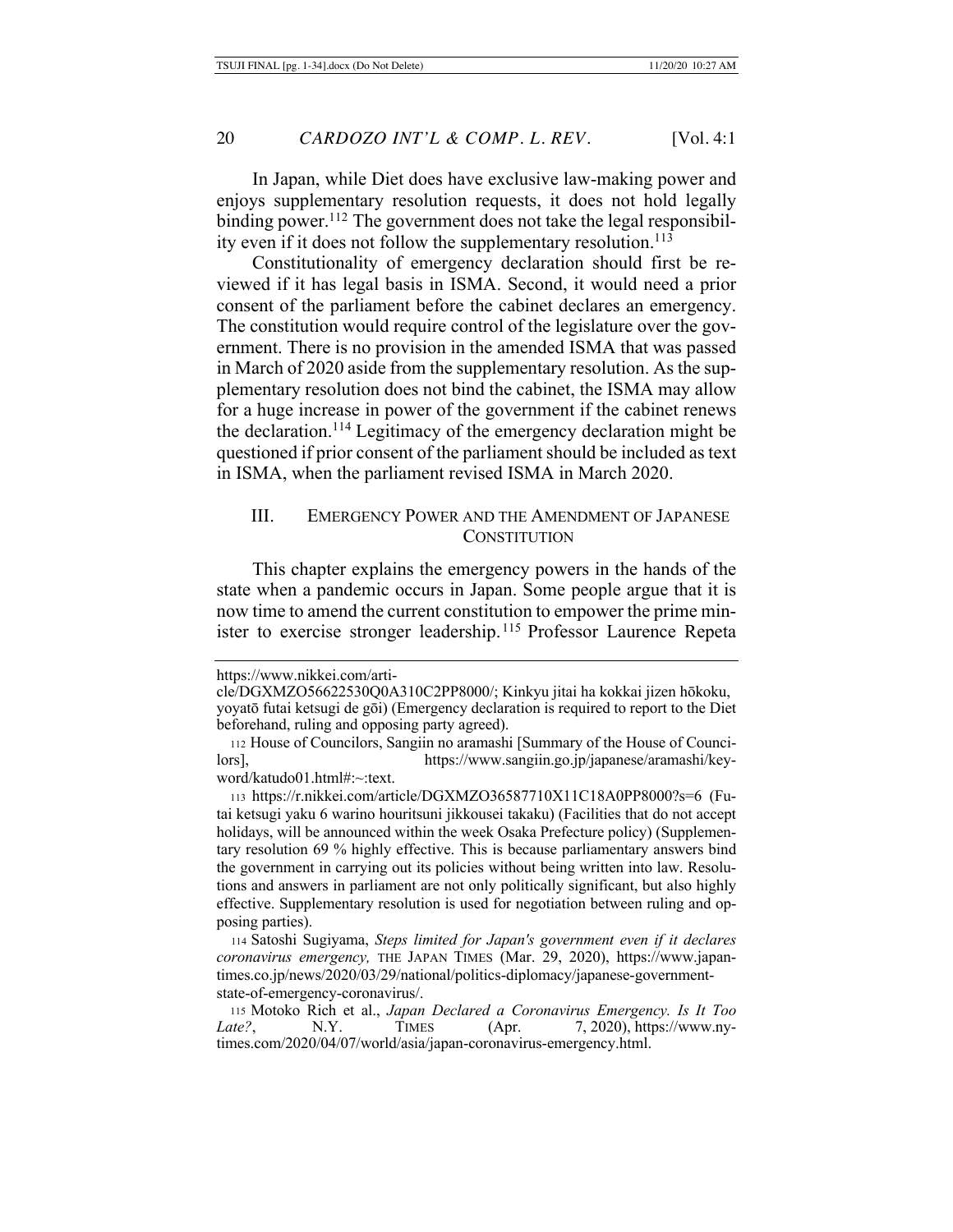In Japan, while Diet does have exclusive law-making power and enjoys supplementary resolution requests, it does not hold legally binding power.[112] The government does not take the legal responsibility even if it does not follow the supplementary resolution.[113]

Constitutionality of emergency declaration should first be reviewed if it has legal basis in ISMA. Second, it would need a prior consent of the parliament before the cabinet declares an emergency. The constitution would require control of the legislature over the government. There is no provision in the amended ISMA that was passed in March of 2020 aside from the supplementary resolution. As the supplementary resolution does not bind the cabinet, the ISMA may allow for a huge increase in power of the government if the cabinet renews the declaration.[114] Legitimacy of the emergency declaration might be questioned if prior consent of the parliament should be included as text in ISMA, when the parliament revised ISMA in March 2020.

## III. EMERGENCY POWER AND THE AMENDMENT OF JAPANESE CONSTITUTION

This chapter explains the emergency powers in the hands of the state when a pandemic occurs in Japan. Some people argue that it is now time to amend the current constitution to empower the prime minister to exercise stronger leadership.[115] Professor Laurence Repeta

---

https://www.nikkei.com/article/DGXMZO56622530Q0A310C2PP8000/; Kinkyu jitai ha kokkai jizen hōkoku, yoyatō futai ketsugi de gōi) (Emergency declaration is required to report to the Diet beforehand, ruling and opposing party agreed).

[112] House of Councilors, Sangiin no aramashi [Summary of the House of Councilors], https://www.sangiin.go.jp/japanese/aramashi/keyword/katudo01.html#:~:text.

[113] https://r.nikkei.com/article/DGXMZO36587710X11C18A0PP8000?s=6 (Futai ketsugi yaku 6 warino houritsuni jikkousei takaku) (Facilities that do not accept holidays, will be announced within the week Osaka Prefecture policy) (Supplementary resolution 69 % highly effective. This is because parliamentary answers bind the government in carrying out its policies without being written into law. Resolutions and answers in parliament are not only politically significant, but also highly effective. Supplementary resolution is used for negotiation between ruling and opposing parties).

[114] Satoshi Sugiyama, *Steps limited for Japan's government even if it declares coronavirus emergency,* THE JAPAN TIMES (Mar. 29, 2020), https://www.japantimes.co.jp/news/2020/03/29/national/politics-diplomacy/japanese-government-state-of-emergency-coronavirus/.

[115] Motoko Rich et al., *Japan Declared a Coronavirus Emergency. Is It Too Late?*, N.Y. TIMES (Apr. 7, 2020), https://www.nytimes.com/2020/04/07/world/asia/japan-coronavirus-emergency.html.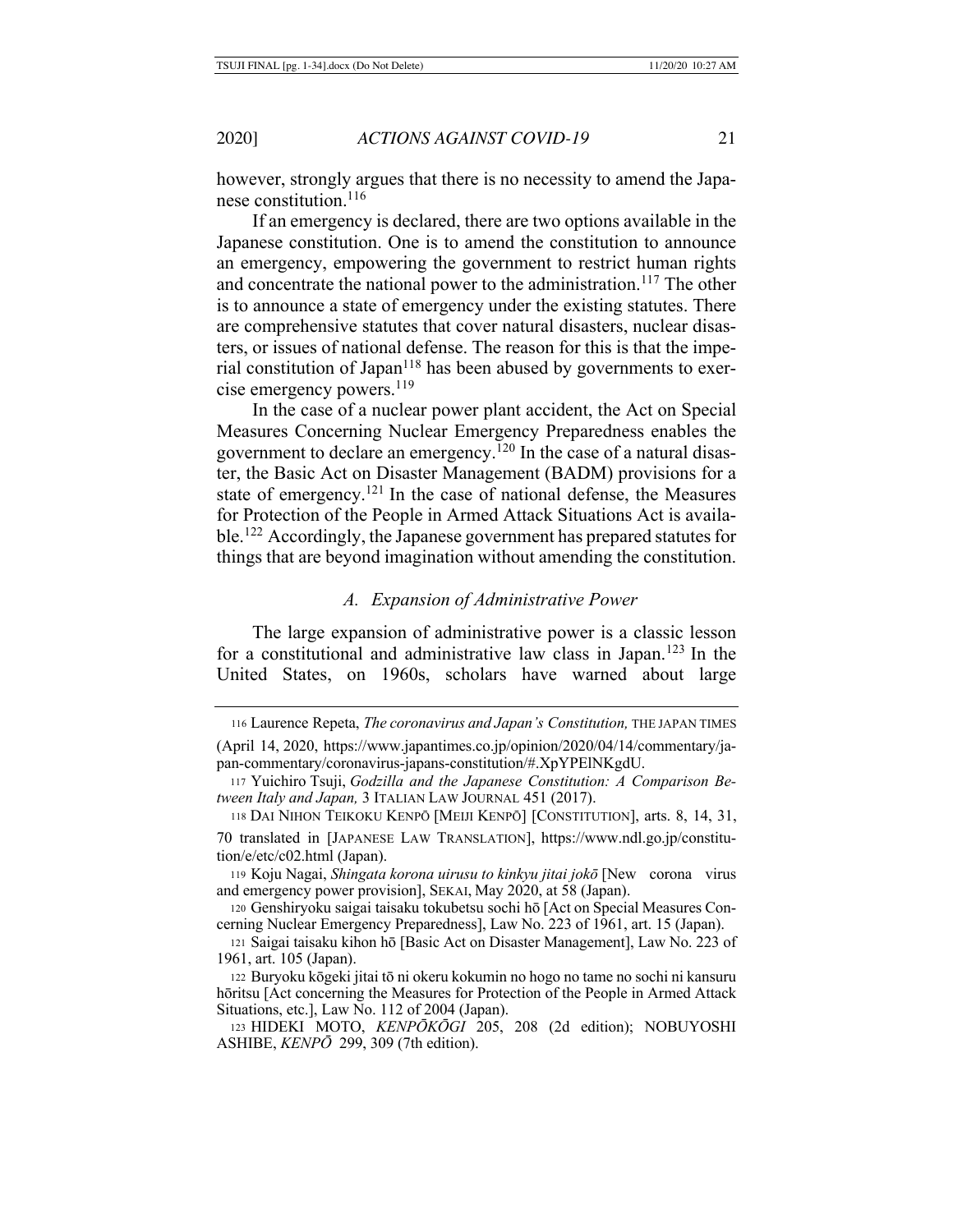however, strongly argues that there is no necessity to amend the Japanese constitution.[116]

If an emergency is declared, there are two options available in the Japanese constitution. One is to amend the constitution to announce an emergency, empowering the government to restrict human rights and concentrate the national power to the administration.[117] The other is to announce a state of emergency under the existing statutes. There are comprehensive statutes that cover natural disasters, nuclear disasters, or issues of national defense. The reason for this is that the imperial constitution of Japan[118] has been abused by governments to exercise emergency powers.[119]

In the case of a nuclear power plant accident, the Act on Special Measures Concerning Nuclear Emergency Preparedness enables the government to declare an emergency.[120] In the case of a natural disaster, the Basic Act on Disaster Management (BADM) provisions for a state of emergency.[121] In the case of national defense, the Measures for Protection of the People in Armed Attack Situations Act is available.[122] Accordingly, the Japanese government has prepared statutes for things that are beyond imagination without amending the constitution.

### *A. Expansion of Administrative Power*

The large expansion of administrative power is a classic lesson for a constitutional and administrative law class in Japan.[123] In the United States, on 1960s, scholars have warned about large

---

116 Laurence Repeta, *The coronavirus and Japan's Constitution,* THE JAPAN TIMES (April 14, 2020, https://www.japantimes.co.jp/opinion/2020/04/14/commentary/japan-commentary/coronavirus-japans-constitution/#.XpYPElNKgdU.

117 Yuichiro Tsuji, *Godzilla and the Japanese Constitution: A Comparison Between Italy and Japan,* 3 ITALIAN LAW JOURNAL 451 (2017).

118 DAI NIHON TEIKOKU KENPŌ [MEIJI KENPŌ] [CONSTITUTION], arts. 8, 14, 31, 70 translated in [JAPANESE LAW TRANSLATION], https://www.ndl.go.jp/constitution/e/etc/c02.html (Japan).

119 Koju Nagai, *Shingata korona uirusu to kinkyu jitai jokō* [New corona virus and emergency power provision], SEKAI, May 2020, at 58 (Japan).

120 Genshiryoku saigai taisaku tokubetsu sochi hō [Act on Special Measures Concerning Nuclear Emergency Preparedness], Law No. 223 of 1961, art. 15 (Japan).

121 Saigai taisaku kihon hō [Basic Act on Disaster Management], Law No. 223 of 1961, art. 105 (Japan).

122 Buryoku kōgeki jitai tō ni okeru kokumin no hogo no tame no sochi ni kansuru hōritsu [Act concerning the Measures for Protection of the People in Armed Attack Situations, etc.], Law No. 112 of 2004 (Japan).

123 HIDEKI MOTO, *KENPŌKŌGI* 205, 208 (2d edition); NOBUYOSHI ASHIBE, *KENPŌ* 299, 309 (7th edition).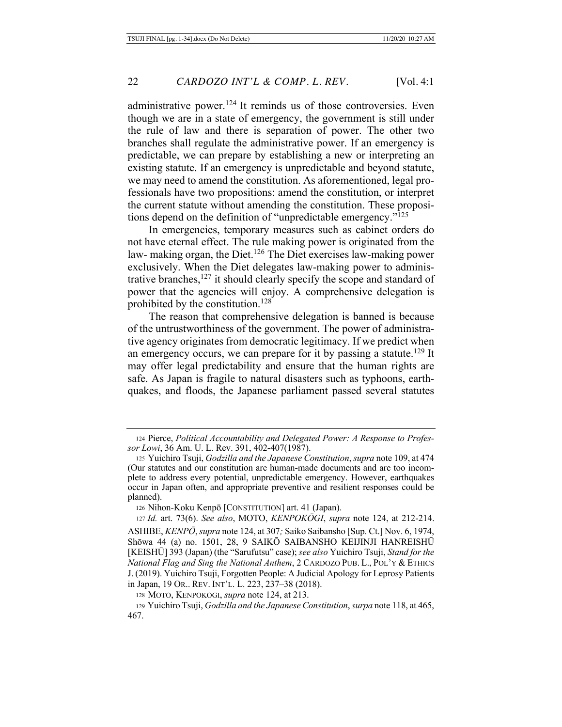administrative power.[124] It reminds us of those controversies. Even though we are in a state of emergency, the government is still under the rule of law and there is separation of power. The other two branches shall regulate the administrative power. If an emergency is predictable, we can prepare by establishing a new or interpreting an existing statute. If an emergency is unpredictable and beyond statute, we may need to amend the constitution. As aforementioned, legal professionals have two propositions: amend the constitution, or interpret the current statute without amending the constitution. These propositions depend on the definition of "unpredictable emergency."[125]

In emergencies, temporary measures such as cabinet orders do not have eternal effect. The rule making power is originated from the law- making organ, the Diet.[126] The Diet exercises law-making power exclusively. When the Diet delegates law-making power to administrative branches,[127] it should clearly specify the scope and standard of power that the agencies will enjoy. A comprehensive delegation is prohibited by the constitution.[128]

The reason that comprehensive delegation is banned is because of the untrustworthiness of the government. The power of administrative agency originates from democratic legitimacy. If we predict when an emergency occurs, we can prepare for it by passing a statute.[129] It may offer legal predictability and ensure that the human rights are safe. As Japan is fragile to natural disasters such as typhoons, earthquakes, and floods, the Japanese parliament passed several statutes

---

124 Pierce, *Political Accountability and Delegated Power: A Response to Professor Lowi*, 36 Am. U. L. Rev. 391, 402-407(1987).

125 Yuichiro Tsuji, *Godzilla and the Japanese Constitution*, *supra* note 109, at 474 (Our statutes and our constitution are human-made documents and are too incomplete to address every potential, unpredictable emergency. However, earthquakes occur in Japan often, and appropriate preventive and resilient responses could be planned).

126 Nihon-Koku Kenpō [CONSTITUTION] art. 41 (Japan).

127 *Id.* art. 73(6). *See also*, MOTO, *KENPOKŌGI*, *supra* note 124, at 212-214. ASHIBE, *KENPŌ*, *supra* note 124, at 307*;* Saiko Saibansho [Sup. Ct.] Nov. 6, 1974, Shōwa 44 (a) no. 1501, 28, 9 SAIKŌ SAIBANSHO KEIJINJI HANREISHŪ [KEISHŪ] 393 (Japan) (the "Sarufutsu" case); *see also* Yuichiro Tsuji, *Stand for the National Flag and Sing the National Anthem*, 2 CARDOZO PUB. L., POL'Y & ETHICS J. (2019). Yuichiro Tsuji, Forgotten People: A Judicial Apology for Leprosy Patients in Japan, 19 OR.. REV. INT'L. L. 223, 237–38 (2018).

128 MOTO, KENPŌKŌGI, *supra* note 124, at 213.

129 Yuichiro Tsuji, *Godzilla and the Japanese Constitution*, *surpa* note 118, at 465, 467.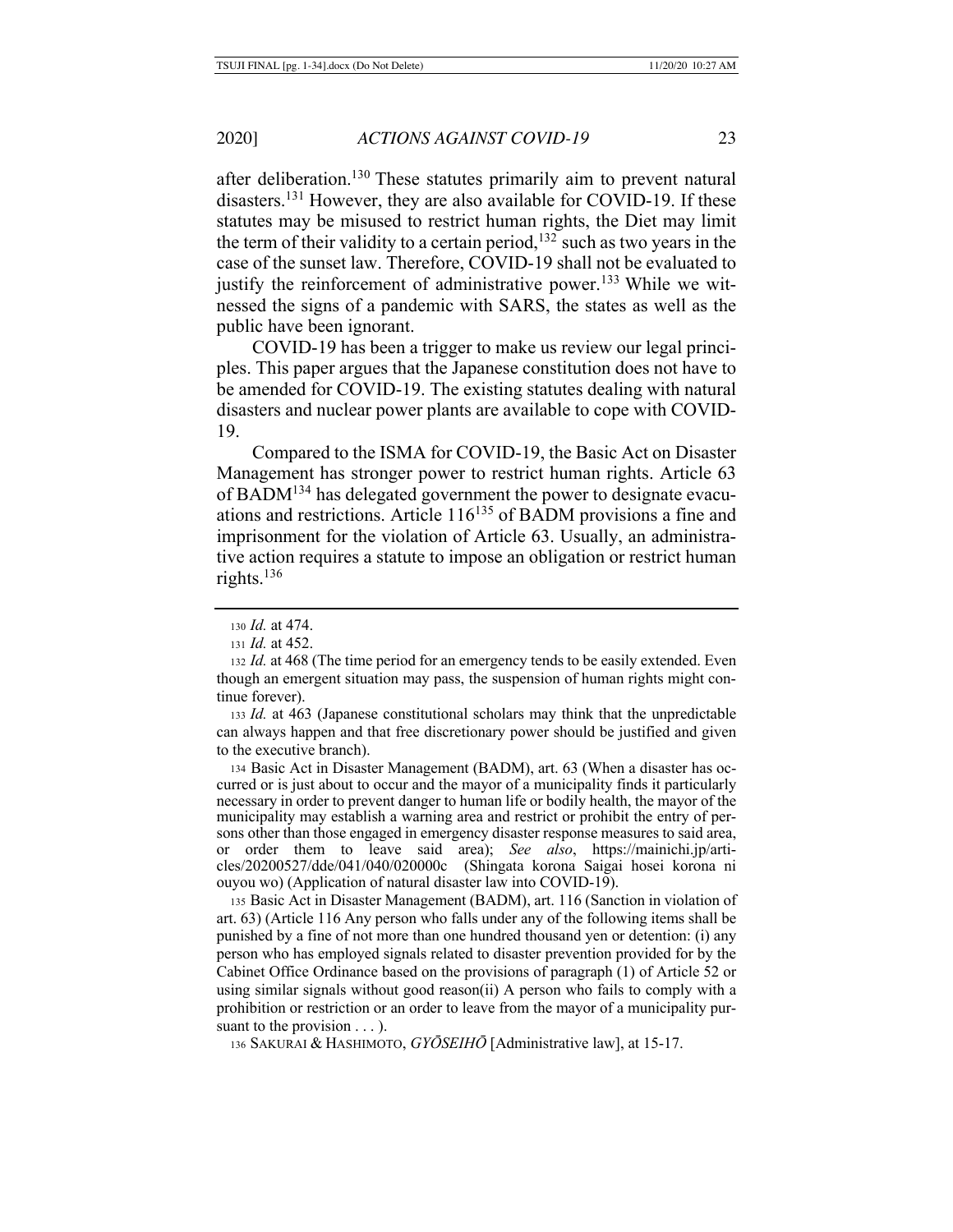after deliberation.[130] These statutes primarily aim to prevent natural disasters.[131] However, they are also available for COVID-19. If these statutes may be misused to restrict human rights, the Diet may limit the term of their validity to a certain period,[132] such as two years in the case of the sunset law. Therefore, COVID-19 shall not be evaluated to justify the reinforcement of administrative power.[133] While we witnessed the signs of a pandemic with SARS, the states as well as the public have been ignorant.

COVID-19 has been a trigger to make us review our legal principles. This paper argues that the Japanese constitution does not have to be amended for COVID-19. The existing statutes dealing with natural disasters and nuclear power plants are available to cope with COVID-19.

Compared to the ISMA for COVID-19, the Basic Act on Disaster Management has stronger power to restrict human rights. Article 63 of BADM[134] has delegated government the power to designate evacuations and restrictions. Article 116[135] of BADM provisions a fine and imprisonment for the violation of Article 63. Usually, an administrative action requires a statute to impose an obligation or restrict human rights.[136]

---

130 *Id.* at 474.

131 *Id.* at 452.

132 *Id.* at 468 (The time period for an emergency tends to be easily extended. Even though an emergent situation may pass, the suspension of human rights might continue forever).

133 *Id.* at 463 (Japanese constitutional scholars may think that the unpredictable can always happen and that free discretionary power should be justified and given to the executive branch).

134 Basic Act in Disaster Management (BADM), art. 63 (When a disaster has occurred or is just about to occur and the mayor of a municipality finds it particularly necessary in order to prevent danger to human life or bodily health, the mayor of the municipality may establish a warning area and restrict or prohibit the entry of persons other than those engaged in emergency disaster response measures to said area, or order them to leave said area); *See also*, https://mainichi.jp/articles/20200527/dde/041/040/020000c (Shingata korona Saigai hosei korona ni ouyou wo) (Application of natural disaster law into COVID-19).

135 Basic Act in Disaster Management (BADM), art. 116 (Sanction in violation of art. 63) (Article 116 Any person who falls under any of the following items shall be punished by a fine of not more than one hundred thousand yen or detention: (i) any person who has employed signals related to disaster prevention provided for by the Cabinet Office Ordinance based on the provisions of paragraph (1) of Article 52 or using similar signals without good reason(ii) A person who fails to comply with a prohibition or restriction or an order to leave from the mayor of a municipality pursuant to the provision . . . ).

136 SAKURAI & HASHIMOTO, *GYŌSEIHŌ* [Administrative law], at 15-17.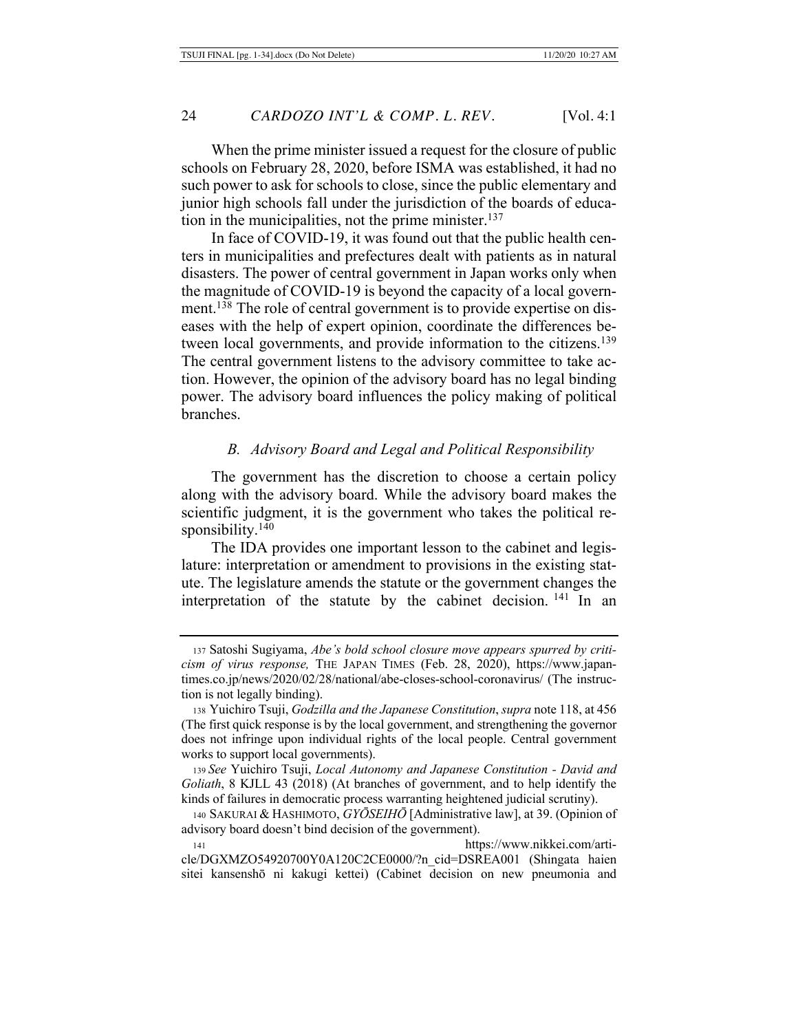When the prime minister issued a request for the closure of public schools on February 28, 2020, before ISMA was established, it had no such power to ask for schools to close, since the public elementary and junior high schools fall under the jurisdiction of the boards of education in the municipalities, not the prime minister.[137]

In face of COVID-19, it was found out that the public health centers in municipalities and prefectures dealt with patients as in natural disasters. The power of central government in Japan works only when the magnitude of COVID-19 is beyond the capacity of a local government.[138] The role of central government is to provide expertise on diseases with the help of expert opinion, coordinate the differences between local governments, and provide information to the citizens.[139] The central government listens to the advisory committee to take action. However, the opinion of the advisory board has no legal binding power. The advisory board influences the policy making of political branches.

### *B. Advisory Board and Legal and Political Responsibility*

The government has the discretion to choose a certain policy along with the advisory board. While the advisory board makes the scientific judgment, it is the government who takes the political responsibility.[140]

The IDA provides one important lesson to the cabinet and legislature: interpretation or amendment to provisions in the existing statute. The legislature amends the statute or the government changes the interpretation of the statute by the cabinet decision.[141] In an

---

137 Satoshi Sugiyama, *Abe's bold school closure move appears spurred by criticism of virus response,* THE JAPAN TIMES (Feb. 28, 2020), https://www.japantimes.co.jp/news/2020/02/28/national/abe-closes-school-coronavirus/ (The instruction is not legally binding).

138 Yuichiro Tsuji, *Godzilla and the Japanese Constitution*, *supra* note 118, at 456 (The first quick response is by the local government, and strengthening the governor does not infringe upon individual rights of the local people. Central government works to support local governments).

139 *See* Yuichiro Tsuji, *Local Autonomy and Japanese Constitution - David and Goliath*, 8 KJLL 43 (2018) (At branches of government, and to help identify the kinds of failures in democratic process warranting heightened judicial scrutiny).

140 SAKURAI & HASHIMOTO, *GYŌSEIHŌ* [Administrative law], at 39. (Opinion of advisory board doesn't bind decision of the government).

141 https://www.nikkei.com/article/DGXMZO54920700Y0A120C2CE0000/?n_cid=DSREA001 (Shingata haien sitei kansenshō ni kakugi kettei) (Cabinet decision on new pneumonia and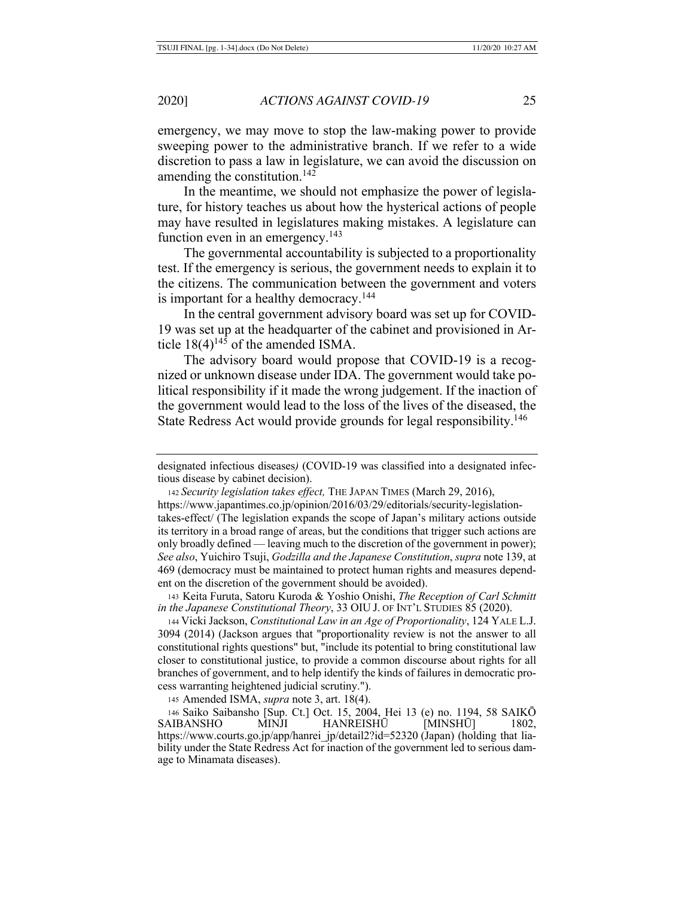emergency, we may move to stop the law-making power to provide sweeping power to the administrative branch. If we refer to a wide discretion to pass a law in legislature, we can avoid the discussion on amending the constitution.[142]

In the meantime, we should not emphasize the power of legislature, for history teaches us about how the hysterical actions of people may have resulted in legislatures making mistakes. A legislature can function even in an emergency.[143]

The governmental accountability is subjected to a proportionality test. If the emergency is serious, the government needs to explain it to the citizens. The communication between the government and voters is important for a healthy democracy.[144]

In the central government advisory board was set up for COVID-19 was set up at the headquarter of the cabinet and provisioned in Article 18(4)[145] of the amended ISMA.

The advisory board would propose that COVID-19 is a recognized or unknown disease under IDA. The government would take political responsibility if it made the wrong judgement. If the inaction of the government would lead to the loss of the lives of the diseased, the State Redress Act would provide grounds for legal responsibility.[146]

---

designated infectious diseases*)* (COVID-19 was classified into a designated infectious disease by cabinet decision).

142 *Security legislation takes effect,* THE JAPAN TIMES (March 29, 2016), https://www.japantimes.co.jp/opinion/2016/03/29/editorials/security-legislation-takes-effect/ (The legislation expands the scope of Japan's military actions outside its territory in a broad range of areas, but the conditions that trigger such actions are only broadly defined — leaving much to the discretion of the government in power); *See also*, Yuichiro Tsuji, *Godzilla and the Japanese Constitution*, *supra* note 139, at 469 (democracy must be maintained to protect human rights and measures dependent on the discretion of the government should be avoided).

143 Keita Furuta, Satoru Kuroda & Yoshio Onishi, *The Reception of Carl Schmitt in the Japanese Constitutional Theory*, 33 OIU J. OF INT'L STUDIES 85 (2020).

144 Vicki Jackson, *Constitutional Law in an Age of Proportionality*, 124 YALE L.J. 3094 (2014) (Jackson argues that "proportionality review is not the answer to all constitutional rights questions" but, "include its potential to bring constitutional law closer to constitutional justice, to provide a common discourse about rights for all branches of government, and to help identify the kinds of failures in democratic process warranting heightened judicial scrutiny.").

145 Amended ISMA, *supra* note 3, art. 18(4).

146 Saiko Saibansho [Sup. Ct.] Oct. 15, 2004, Hei 13 (e) no. 1194, 58 SAIKŌ SAIBANSHO MINJI HANREISHŪ [MINSHŪ] 1802, https://www.courts.go.jp/app/hanrei_jp/detail2?id=52320 (Japan) (holding that liability under the State Redress Act for inaction of the government led to serious damage to Minamata diseases).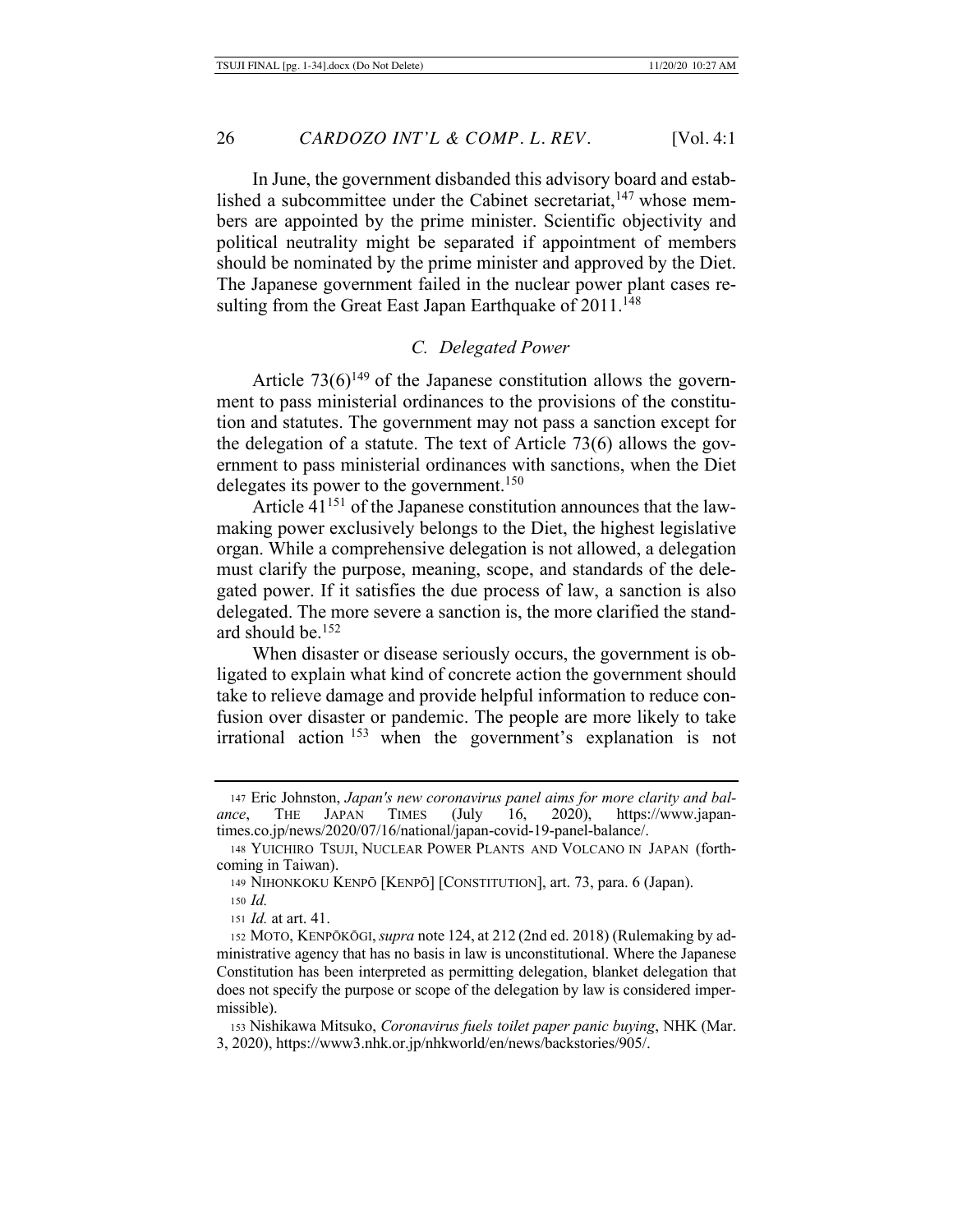In June, the government disbanded this advisory board and established a subcommittee under the Cabinet secretariat,[147] whose members are appointed by the prime minister. Scientific objectivity and political neutrality might be separated if appointment of members should be nominated by the prime minister and approved by the Diet. The Japanese government failed in the nuclear power plant cases resulting from the Great East Japan Earthquake of 2011.[148]

### *C. Delegated Power*

Article 73(6)[149] of the Japanese constitution allows the government to pass ministerial ordinances to the provisions of the constitution and statutes. The government may not pass a sanction except for the delegation of a statute. The text of Article 73(6) allows the government to pass ministerial ordinances with sanctions, when the Diet delegates its power to the government.[150]

Article 41[151] of the Japanese constitution announces that the law-making power exclusively belongs to the Diet, the highest legislative organ. While a comprehensive delegation is not allowed, a delegation must clarify the purpose, meaning, scope, and standards of the delegated power. If it satisfies the due process of law, a sanction is also delegated. The more severe a sanction is, the more clarified the standard should be.[152]

When disaster or disease seriously occurs, the government is obligated to explain what kind of concrete action the government should take to relieve damage and provide helpful information to reduce confusion over disaster or pandemic. The people are more likely to take irrational action[153] when the government's explanation is not

---

147 Eric Johnston, *Japan's new coronavirus panel aims for more clarity and balance*, THE JAPAN TIMES (July 16, 2020), https://www.japantimes.co.jp/news/2020/07/16/national/japan-covid-19-panel-balance/.

148 YUICHIRO TSUJI, NUCLEAR POWER PLANTS AND VOLCANO IN JAPAN (forthcoming in Taiwan).

149 NIHONKOKU KENPŌ [KENPŌ] [CONSTITUTION], art. 73, para. 6 (Japan).

150 *Id.*

151 *Id.* at art. 41.

152 MOTO, KENPŌKŌGI, *supra* note 124, at 212 (2nd ed. 2018) (Rulemaking by administrative agency that has no basis in law is unconstitutional. Where the Japanese Constitution has been interpreted as permitting delegation, blanket delegation that does not specify the purpose or scope of the delegation by law is considered impermissible).

153 Nishikawa Mitsuko, *Coronavirus fuels toilet paper panic buying*, NHK (Mar. 3, 2020), https://www3.nhk.or.jp/nhkworld/en/news/backstories/905/.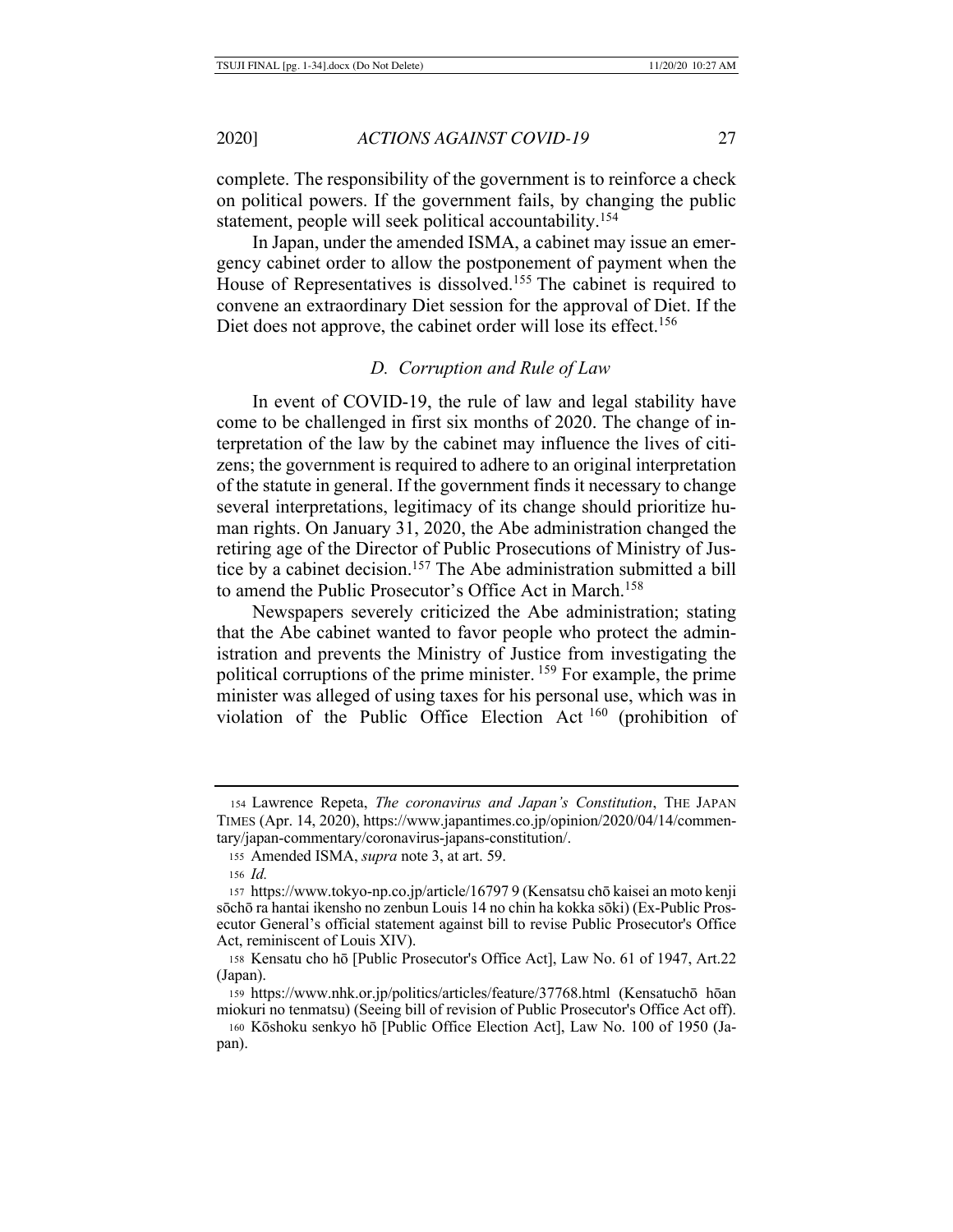complete. The responsibility of the government is to reinforce a check on political powers. If the government fails, by changing the public statement, people will seek political accountability.[154]

In Japan, under the amended ISMA, a cabinet may issue an emergency cabinet order to allow the postponement of payment when the House of Representatives is dissolved.[155] The cabinet is required to convene an extraordinary Diet session for the approval of Diet. If the Diet does not approve, the cabinet order will lose its effect.[156]

### *D. Corruption and Rule of Law*

In event of COVID-19, the rule of law and legal stability have come to be challenged in first six months of 2020. The change of interpretation of the law by the cabinet may influence the lives of citizens; the government is required to adhere to an original interpretation of the statute in general. If the government finds it necessary to change several interpretations, legitimacy of its change should prioritize human rights. On January 31, 2020, the Abe administration changed the retiring age of the Director of Public Prosecutions of Ministry of Justice by a cabinet decision.[157] The Abe administration submitted a bill to amend the Public Prosecutor's Office Act in March.[158]

Newspapers severely criticized the Abe administration; stating that the Abe cabinet wanted to favor people who protect the administration and prevents the Ministry of Justice from investigating the political corruptions of the prime minister.[159] For example, the prime minister was alleged of using taxes for his personal use, which was in violation of the Public Office Election Act[160] (prohibition of

---

[154] Lawrence Repeta, *The coronavirus and Japan's Constitution*, THE JAPAN TIMES (Apr. 14, 2020), https://www.japantimes.co.jp/opinion/2020/04/14/commentary/japan-commentary/coronavirus-japans-constitution/.

[155] Amended ISMA, *supra* note 3, at art. 59.

[156] *Id.*

[157] https://www.tokyo-np.co.jp/article/16797 9 (Kensatsu chō kaisei an moto kenji sōchō ra hantai ikensho no zenbun Louis 14 no chin ha kokka sōki) (Ex-Public Prosecutor General's official statement against bill to revise Public Prosecutor's Office Act, reminiscent of Louis XIV).

[158] Kensatu cho hō [Public Prosecutor's Office Act], Law No. 61 of 1947, Art.22 (Japan).

[159] https://www.nhk.or.jp/politics/articles/feature/37768.html (Kensatuchō hōan miokuri no tenmatsu) (Seeing bill of revision of Public Prosecutor's Office Act off).

[160] Kōshoku senkyo hō [Public Office Election Act], Law No. 100 of 1950 (Japan).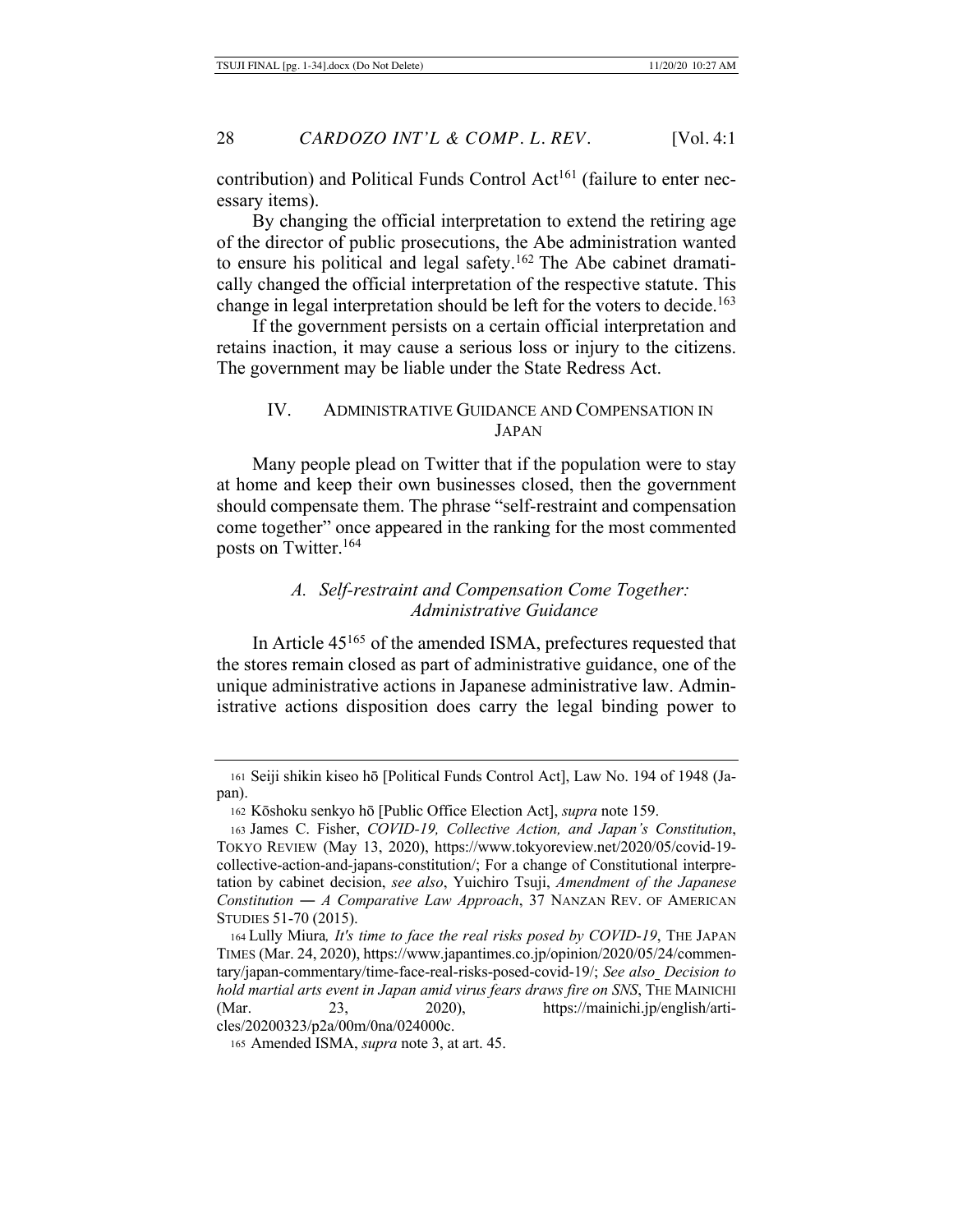contribution) and Political Funds Control Act[161] (failure to enter necessary items).

By changing the official interpretation to extend the retiring age of the director of public prosecutions, the Abe administration wanted to ensure his political and legal safety.[162] The Abe cabinet dramatically changed the official interpretation of the respective statute. This change in legal interpretation should be left for the voters to decide.[163]

If the government persists on a certain official interpretation and retains inaction, it may cause a serious loss or injury to the citizens. The government may be liable under the State Redress Act.

## IV. Administrative Guidance and Compensation in Japan

Many people plead on Twitter that if the population were to stay at home and keep their own businesses closed, then the government should compensate them. The phrase "self-restraint and compensation come together" once appeared in the ranking for the most commented posts on Twitter.[164]

### *A. Self-restraint and Compensation Come Together: Administrative Guidance*

In Article 45[165] of the amended ISMA, prefectures requested that the stores remain closed as part of administrative guidance, one of the unique administrative actions in Japanese administrative law. Administrative actions disposition does carry the legal binding power to

---

161 Seiji shikin kiseo hō [Political Funds Control Act], Law No. 194 of 1948 (Japan).

162 Kōshoku senkyo hō [Public Office Election Act], *supra* note 159.

163 James C. Fisher, *COVID-19, Collective Action, and Japan's Constitution*, Tokyo Review (May 13, 2020), https://www.tokyoreview.net/2020/05/covid-19-collective-action-and-japans-constitution/; For a change of Constitutional interpretation by cabinet decision, *see also*, Yuichiro Tsuji, *Amendment of the Japanese Constitution ― A Comparative Law Approach*, 37 Nanzan Rev. of American Studies 51-70 (2015).

164 Lully Miura*, It's time to face the real risks posed by COVID-19*, The Japan Times (Mar. 24, 2020), https://www.japantimes.co.jp/opinion/2020/05/24/commentary/japan-commentary/time-face-real-risks-posed-covid-19/; *See also Decision to hold martial arts event in Japan amid virus fears draws fire on SNS*, The Mainichi (Mar. 23, 2020), https://mainichi.jp/english/articles/20200323/p2a/00m/0na/024000c.

165 Amended ISMA, *supra* note 3, at art. 45.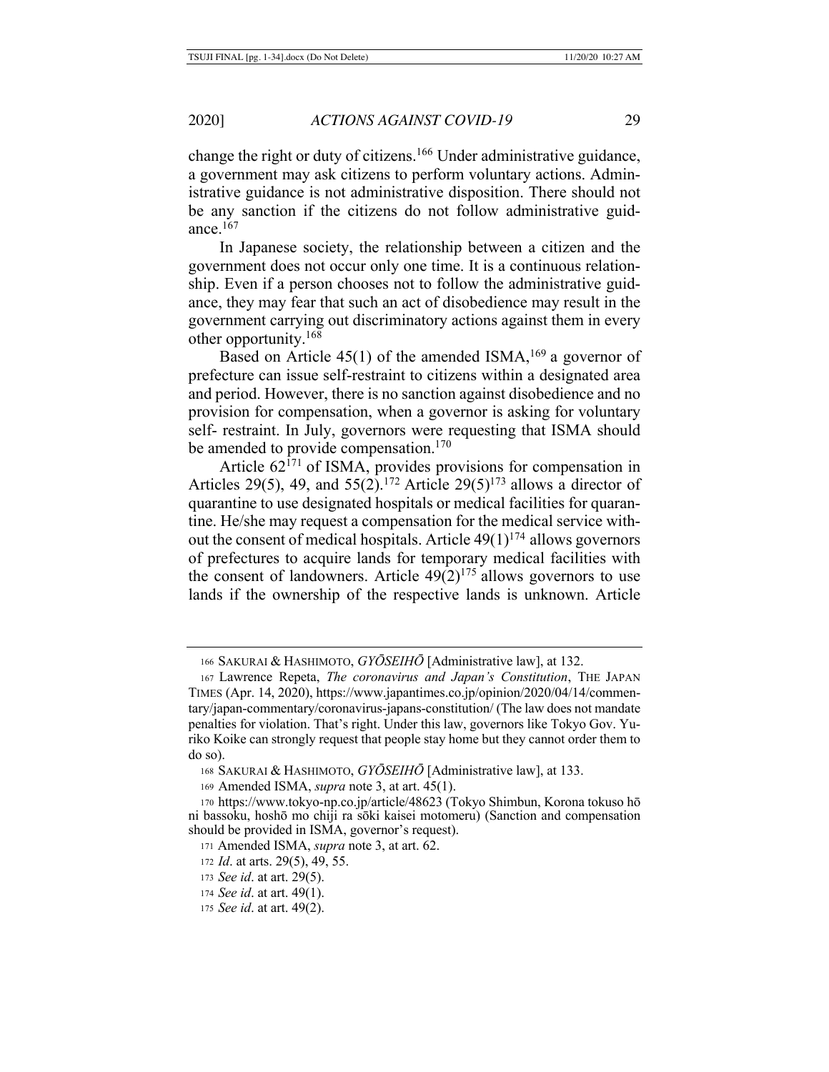change the right or duty of citizens.[166] Under administrative guidance, a government may ask citizens to perform voluntary actions. Administrative guidance is not administrative disposition. There should not be any sanction if the citizens do not follow administrative guidance.[167]

In Japanese society, the relationship between a citizen and the government does not occur only one time. It is a continuous relationship. Even if a person chooses not to follow the administrative guidance, they may fear that such an act of disobedience may result in the government carrying out discriminatory actions against them in every other opportunity.[168]

Based on Article 45(1) of the amended ISMA,[169] a governor of prefecture can issue self-restraint to citizens within a designated area and period. However, there is no sanction against disobedience and no provision for compensation, when a governor is asking for voluntary self- restraint. In July, governors were requesting that ISMA should be amended to provide compensation.[170]

Article 62[171] of ISMA, provides provisions for compensation in Articles 29(5), 49, and 55(2).[172] Article 29(5)[173] allows a director of quarantine to use designated hospitals or medical facilities for quarantine. He/she may request a compensation for the medical service without the consent of medical hospitals. Article 49(1)[174] allows governors of prefectures to acquire lands for temporary medical facilities with the consent of landowners. Article 49(2)[175] allows governors to use lands if the ownership of the respective lands is unknown. Article

---

166 SAKURAI & HASHIMOTO, *GYŌSEIHŌ* [Administrative law], at 132.

167 Lawrence Repeta, *The coronavirus and Japan's Constitution*, THE JAPAN TIMES (Apr. 14, 2020), https://www.japantimes.co.jp/opinion/2020/04/14/commentary/japan-commentary/coronavirus-japans-constitution/ (The law does not mandate penalties for violation. That's right. Under this law, governors like Tokyo Gov. Yuriko Koike can strongly request that people stay home but they cannot order them to do so).

168 SAKURAI & HASHIMOTO, *GYŌSEIHŌ* [Administrative law], at 133.

169 Amended ISMA, *supra* note 3, at art. 45(1).

170 https://www.tokyo-np.co.jp/article/48623 (Tokyo Shimbun, Korona tokuso hō ni bassoku, hoshō mo chiji ra sōki kaisei motomeru) (Sanction and compensation should be provided in ISMA, governor's request).

171 Amended ISMA, *supra* note 3, at art. 62.

172 *Id*. at arts. 29(5), 49, 55.

173 *See id*. at art. 29(5).

174 *See id*. at art. 49(1).

175 *See id*. at art. 49(2).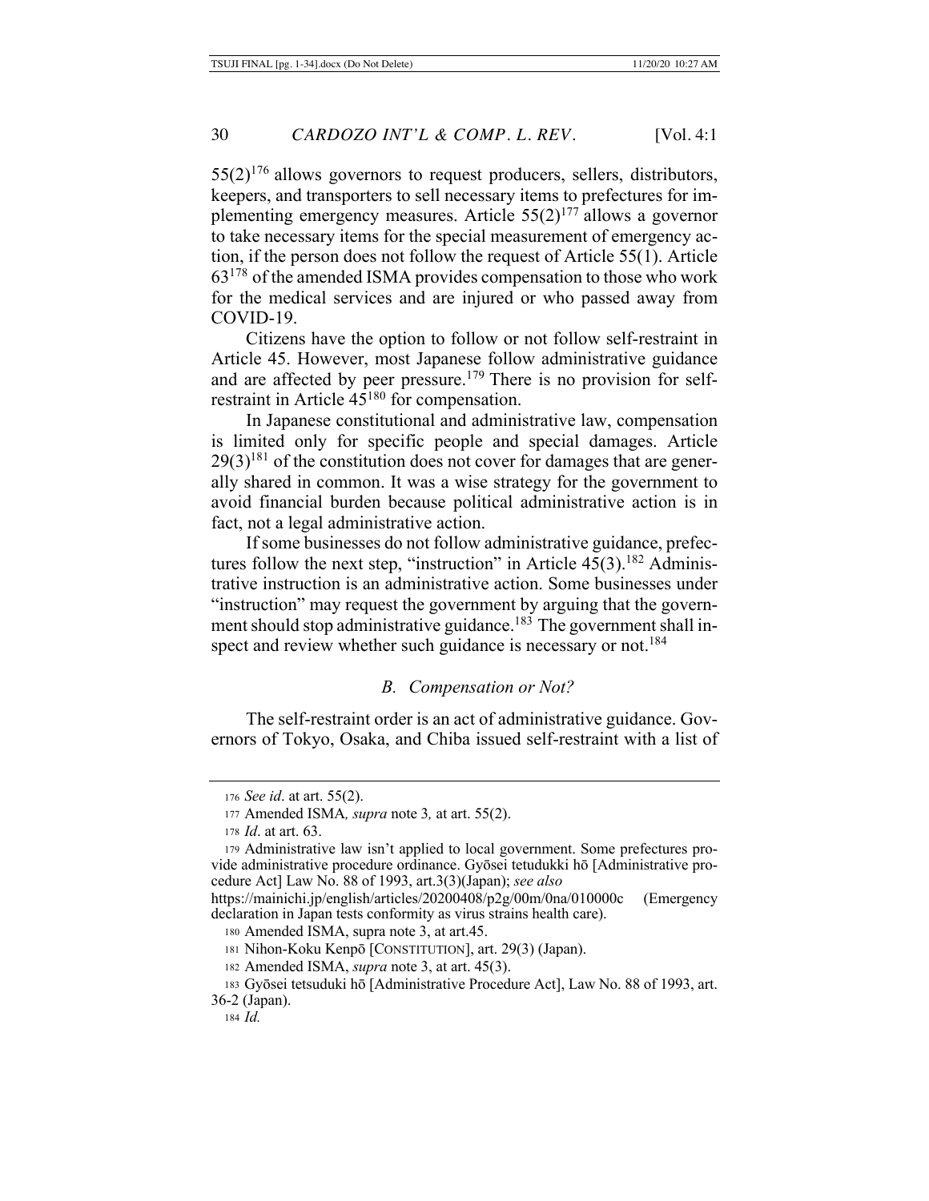55(2)[176] allows governors to request producers, sellers, distributors, keepers, and transporters to sell necessary items to prefectures for implementing emergency measures. Article 55(2)[177] allows a governor to take necessary items for the special measurement of emergency action, if the person does not follow the request of Article 55(1). Article 63[178] of the amended ISMA provides compensation to those who work for the medical services and are injured or who passed away from COVID-19.

Citizens have the option to follow or not follow self-restraint in Article 45. However, most Japanese follow administrative guidance and are affected by peer pressure.[179] There is no provision for self-restraint in Article 45[180] for compensation.

In Japanese constitutional and administrative law, compensation is limited only for specific people and special damages. Article 29(3)[181] of the constitution does not cover for damages that are generally shared in common. It was a wise strategy for the government to avoid financial burden because political administrative action is in fact, not a legal administrative action.

If some businesses do not follow administrative guidance, prefectures follow the next step, "instruction" in Article 45(3).[182] Administrative instruction is an administrative action. Some businesses under "instruction" may request the government by arguing that the government should stop administrative guidance.[183] The government shall inspect and review whether such guidance is necessary or not.[184]

### *B. Compensation or Not?*

The self-restraint order is an act of administrative guidance. Governors of Tokyo, Osaka, and Chiba issued self-restraint with a list of

---

176 *See id*. at art. 55(2).

177 Amended ISMA*, supra* note 3*,* at art. 55(2).

178 *Id*. at art. 63.

179 Administrative law isn't applied to local government. Some prefectures provide administrative procedure ordinance. Gyōsei tetudukki hō [Administrative procedure Act] Law No. 88 of 1993, art.3(3)(Japan); *see also* https://mainichi.jp/english/articles/20200408/p2g/00m/0na/010000c (Emergency declaration in Japan tests conformity as virus strains health care).

180 Amended ISMA, supra note 3, at art.45.

181 Nihon-Koku Kenpō [CONSTITUTION], art. 29(3) (Japan).

182 Amended ISMA, *supra* note 3, at art. 45(3).

183 Gyōsei tetsuduki hō [Administrative Procedure Act], Law No. 88 of 1993, art. 36-2 (Japan).

184 *Id.*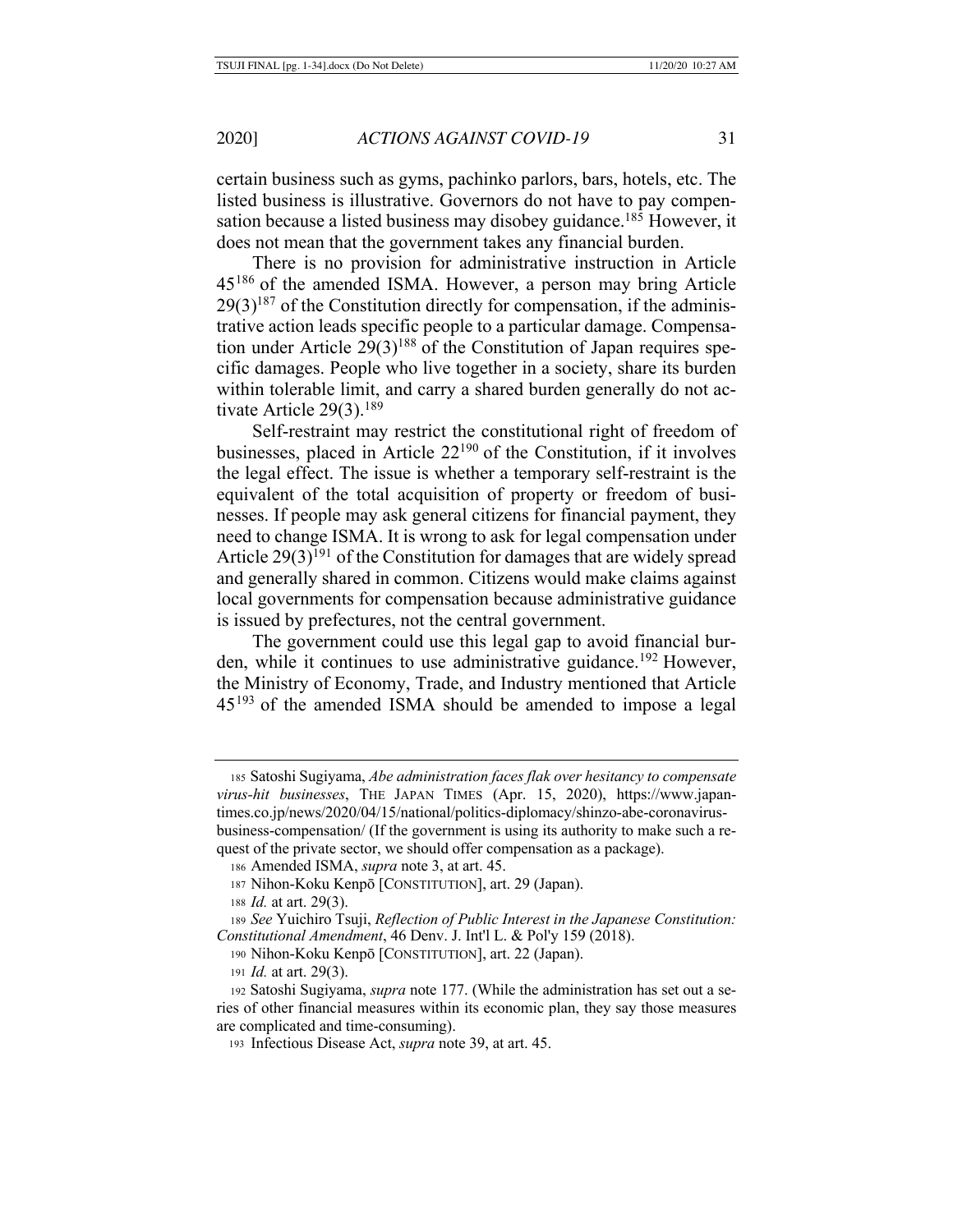certain business such as gyms, pachinko parlors, bars, hotels, etc. The listed business is illustrative. Governors do not have to pay compensation because a listed business may disobey guidance.[185] However, it does not mean that the government takes any financial burden.

There is no provision for administrative instruction in Article 45[186] of the amended ISMA. However, a person may bring Article 29(3)[187] of the Constitution directly for compensation, if the administrative action leads specific people to a particular damage. Compensation under Article 29(3)[188] of the Constitution of Japan requires specific damages. People who live together in a society, share its burden within tolerable limit, and carry a shared burden generally do not activate Article 29(3).[189]

Self-restraint may restrict the constitutional right of freedom of businesses, placed in Article 22[190] of the Constitution, if it involves the legal effect. The issue is whether a temporary self-restraint is the equivalent of the total acquisition of property or freedom of businesses. If people may ask general citizens for financial payment, they need to change ISMA. It is wrong to ask for legal compensation under Article 29(3)[191] of the Constitution for damages that are widely spread and generally shared in common. Citizens would make claims against local governments for compensation because administrative guidance is issued by prefectures, not the central government.

The government could use this legal gap to avoid financial burden, while it continues to use administrative guidance.[192] However, the Ministry of Economy, Trade, and Industry mentioned that Article 45[193] of the amended ISMA should be amended to impose a legal

---

185 Satoshi Sugiyama, *Abe administration faces flak over hesitancy to compensate virus-hit businesses*, THE JAPAN TIMES (Apr. 15, 2020), https://www.japantimes.co.jp/news/2020/04/15/national/politics-diplomacy/shinzo-abe-coronavirus-business-compensation/ (If the government is using its authority to make such a request of the private sector, we should offer compensation as a package).

186 Amended ISMA, *supra* note 3, at art. 45.

187 Nihon-Koku Kenpō [CONSTITUTION], art. 29 (Japan).

188 *Id.* at art. 29(3).

189 *See* Yuichiro Tsuji, *Reflection of Public Interest in the Japanese Constitution: Constitutional Amendment*, 46 Denv. J. Int'l L. & Pol'y 159 (2018).

190 Nihon-Koku Kenpō [CONSTITUTION], art. 22 (Japan).

191 *Id.* at art. 29(3).

192 Satoshi Sugiyama, *supra* note 177. (While the administration has set out a series of other financial measures within its economic plan, they say those measures are complicated and time-consuming).

193 Infectious Disease Act, *supra* note 39, at art. 45.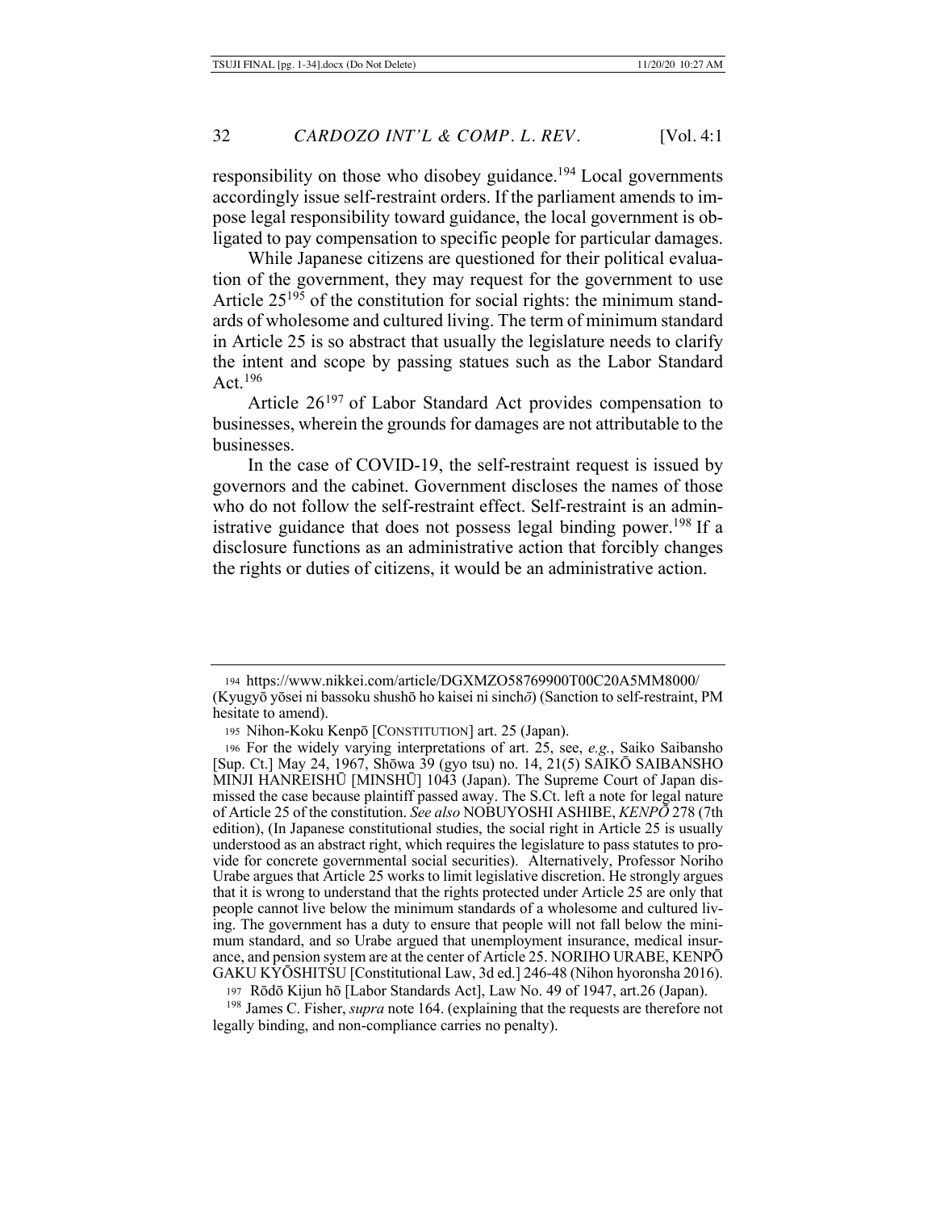responsibility on those who disobey guidance.[194] Local governments accordingly issue self-restraint orders. If the parliament amends to impose legal responsibility toward guidance, the local government is obligated to pay compensation to specific people for particular damages.

While Japanese citizens are questioned for their political evaluation of the government, they may request for the government to use Article 25[195] of the constitution for social rights: the minimum standards of wholesome and cultured living. The term of minimum standard in Article 25 is so abstract that usually the legislature needs to clarify the intent and scope by passing statues such as the Labor Standard Act.[196]

Article 26[197] of Labor Standard Act provides compensation to businesses, wherein the grounds for damages are not attributable to the businesses.

In the case of COVID-19, the self-restraint request is issued by governors and the cabinet. Government discloses the names of those who do not follow the self-restraint effect. Self-restraint is an administrative guidance that does not possess legal binding power.[198] If a disclosure functions as an administrative action that forcibly changes the rights or duties of citizens, it would be an administrative action.

---

194 https://www.nikkei.com/article/DGXMZO58769900T00C20A5MM8000/ (Kyugyō yōsei ni bassoku shushō ho kaisei ni sinch*ō*) (Sanction to self-restraint, PM hesitate to amend).

195 Nihon-Koku Kenpō [CONSTITUTION] art. 25 (Japan).

196 For the widely varying interpretations of art. 25, see, *e.g.*, Saiko Saibansho [Sup. Ct.] May 24, 1967, Shōwa 39 (gyo tsu) no. 14, 21(5) SAIKŌ SAIBANSHO MINJI HANREISHŪ [MINSHŪ] 1043 (Japan). The Supreme Court of Japan dismissed the case because plaintiff passed away. The S.Ct. left a note for legal nature of Article 25 of the constitution. *See also* NOBUYOSHI ASHIBE, *KENPŌ* 278 (7th edition), (In Japanese constitutional studies, the social right in Article 25 is usually understood as an abstract right, which requires the legislature to pass statutes to provide for concrete governmental social securities). Alternatively, Professor Noriho Urabe argues that Article 25 works to limit legislative discretion. He strongly argues that it is wrong to understand that the rights protected under Article 25 are only that people cannot live below the minimum standards of a wholesome and cultured living. The government has a duty to ensure that people will not fall below the minimum standard, and so Urabe argued that unemployment insurance, medical insurance, and pension system are at the center of Article 25. NORIHO URABE, KENPŌ GAKU KYŌSHITSU [Constitutional Law, 3d ed.] 246-48 (Nihon hyoronsha 2016).

197 Rōdō Kijun hō [Labor Standards Act], Law No. 49 of 1947, art.26 (Japan).

198 James C. Fisher, *supra* note 164. (explaining that the requests are therefore not legally binding, and non-compliance carries no penalty).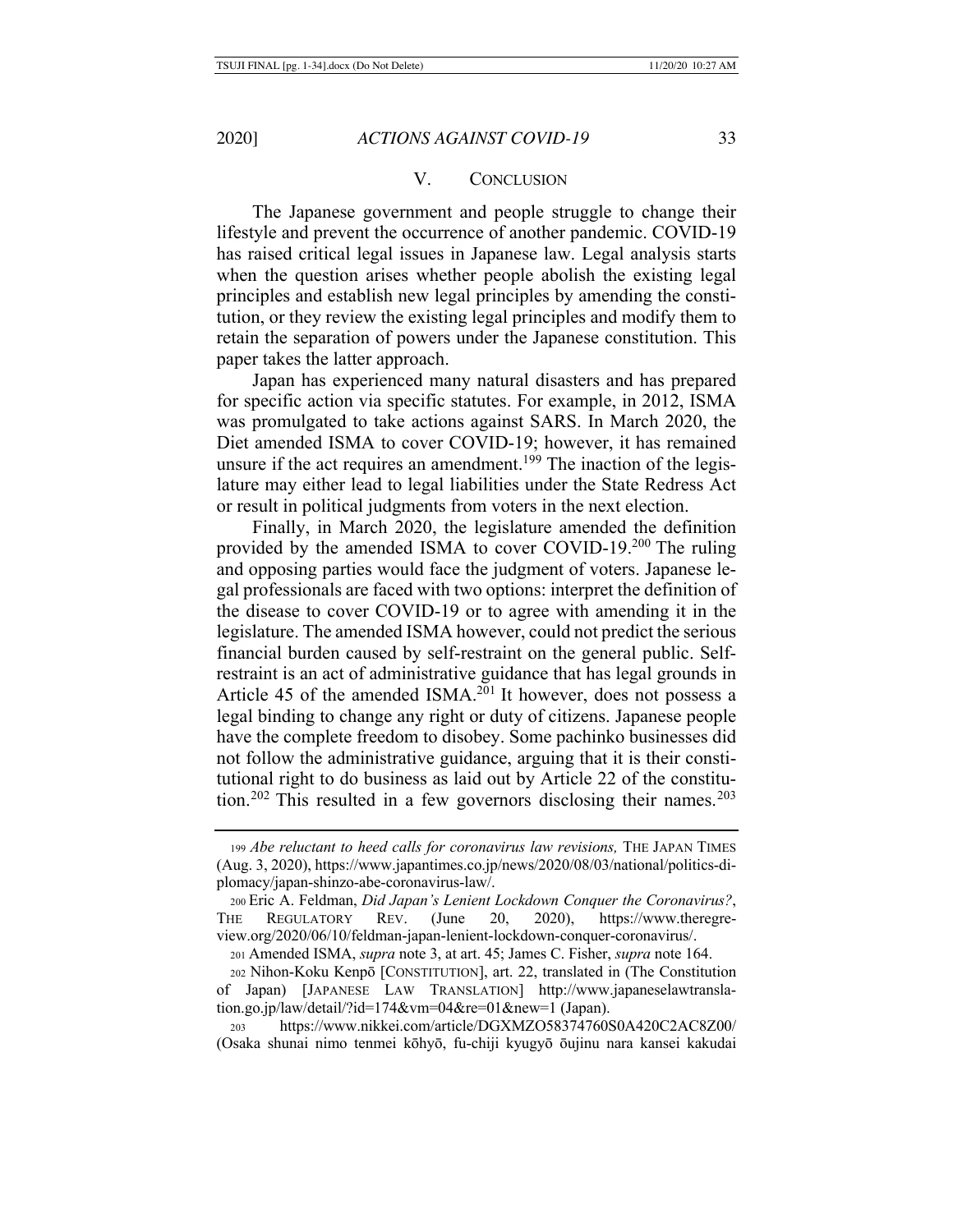## V. Conclusion

The Japanese government and people struggle to change their lifestyle and prevent the occurrence of another pandemic. COVID-19 has raised critical legal issues in Japanese law. Legal analysis starts when the question arises whether people abolish the existing legal principles and establish new legal principles by amending the constitution, or they review the existing legal principles and modify them to retain the separation of powers under the Japanese constitution. This paper takes the latter approach.

Japan has experienced many natural disasters and has prepared for specific action via specific statutes. For example, in 2012, ISMA was promulgated to take actions against SARS. In March 2020, the Diet amended ISMA to cover COVID-19; however, it has remained unsure if the act requires an amendment.[199] The inaction of the legislature may either lead to legal liabilities under the State Redress Act or result in political judgments from voters in the next election.

Finally, in March 2020, the legislature amended the definition provided by the amended ISMA to cover COVID-19.[200] The ruling and opposing parties would face the judgment of voters. Japanese legal professionals are faced with two options: interpret the definition of the disease to cover COVID-19 or to agree with amending it in the legislature. The amended ISMA however, could not predict the serious financial burden caused by self-restraint on the general public. Self-restraint is an act of administrative guidance that has legal grounds in Article 45 of the amended ISMA.[201] It however, does not possess a legal binding to change any right or duty of citizens. Japanese people have the complete freedom to disobey. Some pachinko businesses did not follow the administrative guidance, arguing that it is their constitutional right to do business as laid out by Article 22 of the constitution.[202] This resulted in a few governors disclosing their names.[203]

---

199 *Abe reluctant to heed calls for coronavirus law revisions,* THE JAPAN TIMES (Aug. 3, 2020), https://www.japantimes.co.jp/news/2020/08/03/national/politics-diplomacy/japan-shinzo-abe-coronavirus-law/.

200 Eric A. Feldman, *Did Japan's Lenient Lockdown Conquer the Coronavirus?*, THE REGULATORY REV. (June 20, 2020), https://www.theregreview.org/2020/06/10/feldman-japan-lenient-lockdown-conquer-coronavirus/.

201 Amended ISMA, *supra* note 3, at art. 45; James C. Fisher, *supra* note 164.

202 Nihon-Koku Kenpō [CONSTITUTION], art. 22, translated in (The Constitution of Japan) [JAPANESE LAW TRANSLATION] http://www.japaneselawtranslation.go.jp/law/detail/?id=174&vm=04&re=01&new=1 (Japan).

203 https://www.nikkei.com/article/DGXMZO58374760S0A420C2AC8Z00/ (Osaka shunai nimo tenmei kōhyō, fu-chiji kyugyō ōujinu nara kansei kakudai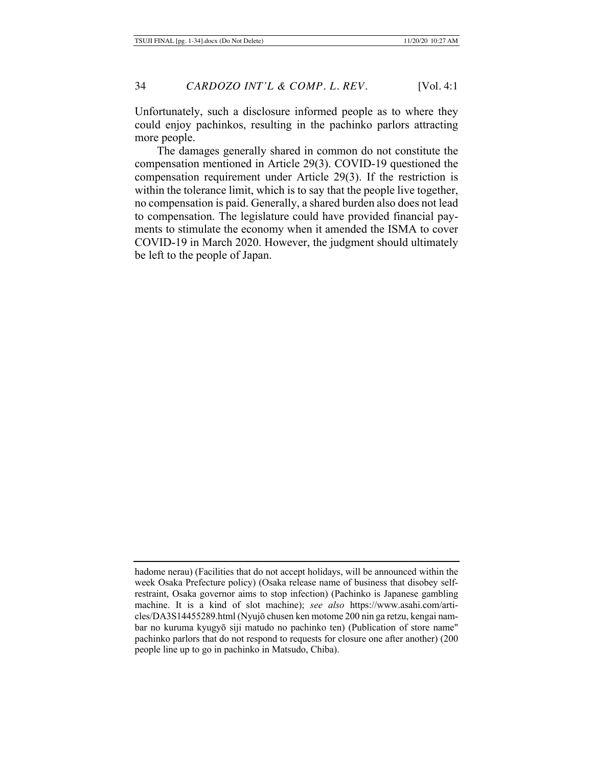Unfortunately, such a disclosure informed people as to where they could enjoy pachinkos, resulting in the pachinko parlors attracting more people.

The damages generally shared in common do not constitute the compensation mentioned in Article 29(3). COVID-19 questioned the compensation requirement under Article 29(3). If the restriction is within the tolerance limit, which is to say that the people live together, no compensation is paid. Generally, a shared burden also does not lead to compensation. The legislature could have provided financial payments to stimulate the economy when it amended the ISMA to cover COVID-19 in March 2020. However, the judgment should ultimately be left to the people of Japan.

---

hadome nerau) (Facilities that do not accept holidays, will be announced within the week Osaka Prefecture policy) (Osaka release name of business that disobey self-restraint, Osaka governor aims to stop infection) (Pachinko is Japanese gambling machine. It is a kind of slot machine); *see also* https://www.asahi.com/articles/DA3S14455289.html (Nyujō chusen ken motome 200 nin ga retzu, kengai nambar no kuruma kyugyō siji matudo no pachinko ten) (Publication of store name" pachinko parlors that do not respond to requests for closure one after another) (200 people line up to go in pachinko in Matsudo, Chiba).